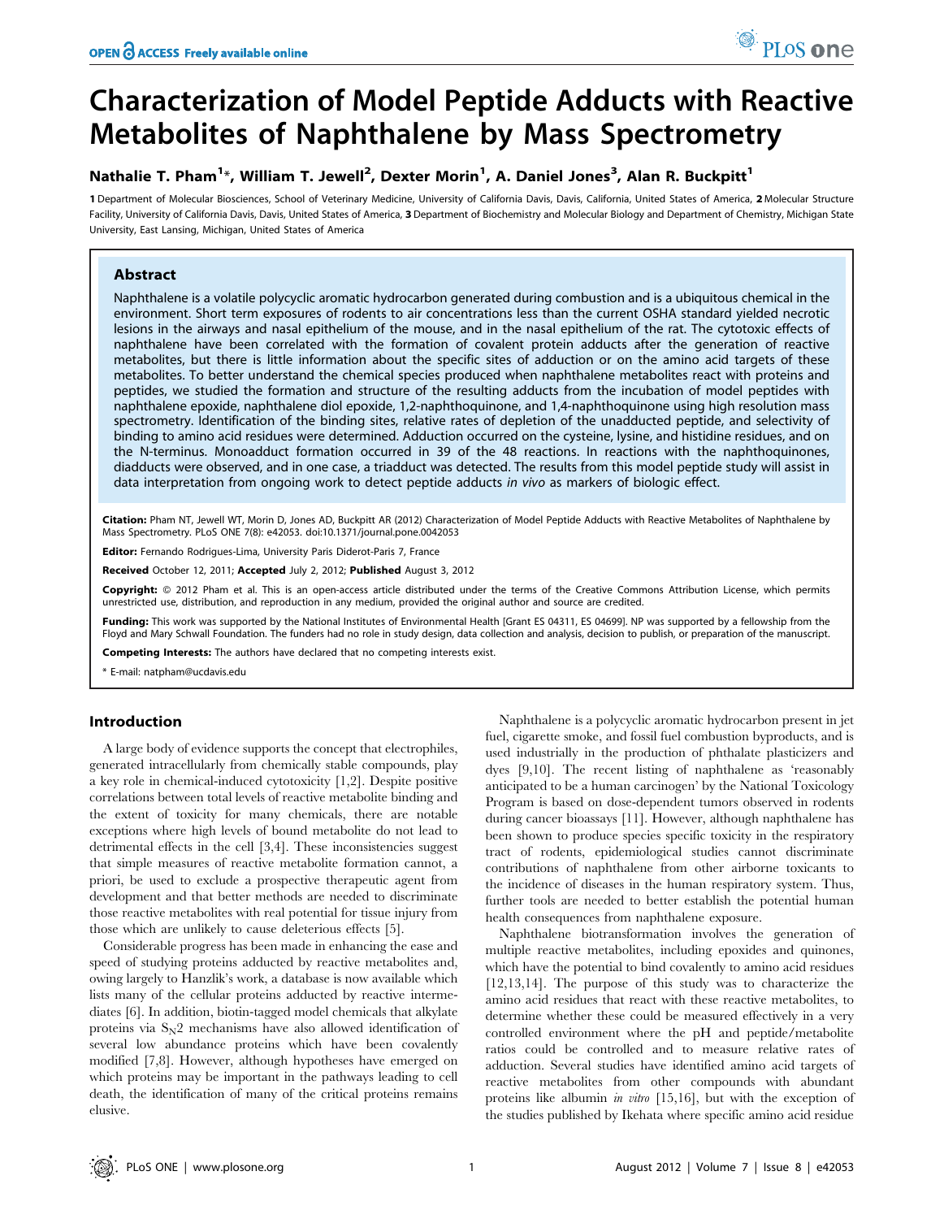# Characterization of Model Peptide Adducts with Reactive Metabolites of Naphthalene by Mass Spectrometry

**Nathalie T. Pham[1]*, William T. Jewell[2], Dexter Morin[1], A. Daniel Jones[3], Alan R. Buckpitt[1]**

**1** Department of Molecular Biosciences, School of Veterinary Medicine, University of California Davis, Davis, California, United States of America, **2** Molecular Structure Facility, University of California Davis, Davis, United States of America, **3** Department of Biochemistry and Molecular Biology and Department of Chemistry, Michigan State University, East Lansing, Michigan, United States of America

## Abstract

Naphthalene is a volatile polycyclic aromatic hydrocarbon generated during combustion and is a ubiquitous chemical in the environment. Short term exposures of rodents to air concentrations less than the current OSHA standard yielded necrotic lesions in the airways and nasal epithelium of the mouse, and in the nasal epithelium of the rat. The cytotoxic effects of naphthalene have been correlated with the formation of covalent protein adducts after the generation of reactive metabolites, but there is little information about the specific sites of adduction or on the amino acid targets of these metabolites. To better understand the chemical species produced when naphthalene metabolites react with proteins and peptides, we studied the formation and structure of the resulting adducts from the incubation of model peptides with naphthalene epoxide, naphthalene diol epoxide, 1,2-naphthoquinone, and 1,4-naphthoquinone using high resolution mass spectrometry. Identification of the binding sites, relative rates of depletion of the unadducted peptide, and selectivity of binding to amino acid residues were determined. Adduction occurred on the cysteine, lysine, and histidine residues, and on the N-terminus. Monoadduct formation occurred in 39 of the 48 reactions. In reactions with the naphthoquinones, diadducts were observed, and in one case, a triadduct was detected. The results from this model peptide study will assist in data interpretation from ongoing work to detect peptide adducts *in vivo* as markers of biologic effect.

**Citation:** Pham NT, Jewell WT, Morin D, Jones AD, Buckpitt AR (2012) Characterization of Model Peptide Adducts with Reactive Metabolites of Naphthalene by Mass Spectrometry. PLoS ONE 7(8): e42053. doi:10.1371/journal.pone.0042053

**Editor:** Fernando Rodrigues-Lima, University Paris Diderot-Paris 7, France

**Received** October 12, 2011; **Accepted** July 2, 2012; **Published** August 3, 2012

**Copyright:** © 2012 Pham et al. This is an open-access article distributed under the terms of the Creative Commons Attribution License, which permits unrestricted use, distribution, and reproduction in any medium, provided the original author and source are credited.

**Funding:** This work was supported by the National Institutes of Environmental Health [Grant ES 04311, ES 04699]. NP was supported by a fellowship from the Floyd and Mary Schwall Foundation. The funders had no role in study design, data collection and analysis, decision to publish, or preparation of the manuscript.

**Competing Interests:** The authors have declared that no competing interests exist.

\* E-mail: natpham@ucdavis.edu

## Introduction

A large body of evidence supports the concept that electrophiles, generated intracellularly from chemically stable compounds, play a key role in chemical-induced cytotoxicity [1,2]. Despite positive correlations between total levels of reactive metabolite binding and the extent of toxicity for many chemicals, there are notable exceptions where high levels of bound metabolite do not lead to detrimental effects in the cell [3,4]. These inconsistencies suggest that simple measures of reactive metabolite formation cannot, a priori, be used to exclude a prospective therapeutic agent from development and that better methods are needed to discriminate those reactive metabolites with real potential for tissue injury from those which are unlikely to cause deleterious effects [5].

Considerable progress has been made in enhancing the ease and speed of studying proteins adducted by reactive metabolites and, owing largely to Hanzlik's work, a database is now available which lists many of the cellular proteins adducted by reactive intermediates [6]. In addition, biotin-tagged model chemicals that alkylate proteins via $S_N2$ mechanisms have also allowed identification of several low abundance proteins which have been covalently modified [7,8]. However, although hypotheses have emerged on which proteins may be important in the pathways leading to cell death, the identification of many of the critical proteins remains elusive.

Naphthalene is a polycyclic aromatic hydrocarbon present in jet fuel, cigarette smoke, and fossil fuel combustion byproducts, and is used industrially in the production of phthalate plasticizers and dyes [9,10]. The recent listing of naphthalene as 'reasonably anticipated to be a human carcinogen' by the National Toxicology Program is based on dose-dependent tumors observed in rodents during cancer bioassays [11]. However, although naphthalene has been shown to produce species specific toxicity in the respiratory tract of rodents, epidemiological studies cannot discriminate contributions of naphthalene from other airborne toxicants to the incidence of diseases in the human respiratory system. Thus, further tools are needed to better establish the potential human health consequences from naphthalene exposure.

Naphthalene biotransformation involves the generation of multiple reactive metabolites, including epoxides and quinones, which have the potential to bind covalently to amino acid residues [12,13,14]. The purpose of this study was to characterize the amino acid residues that react with these reactive metabolites, to determine whether these could be measured effectively in a very controlled environment where the pH and peptide/metabolite ratios could be controlled and to measure relative rates of adduction. Several studies have identified amino acid targets of reactive metabolites from other compounds with abundant proteins like albumin *in vitro* [15,16], but with the exception of the studies published by Ikehata where specific amino acid residue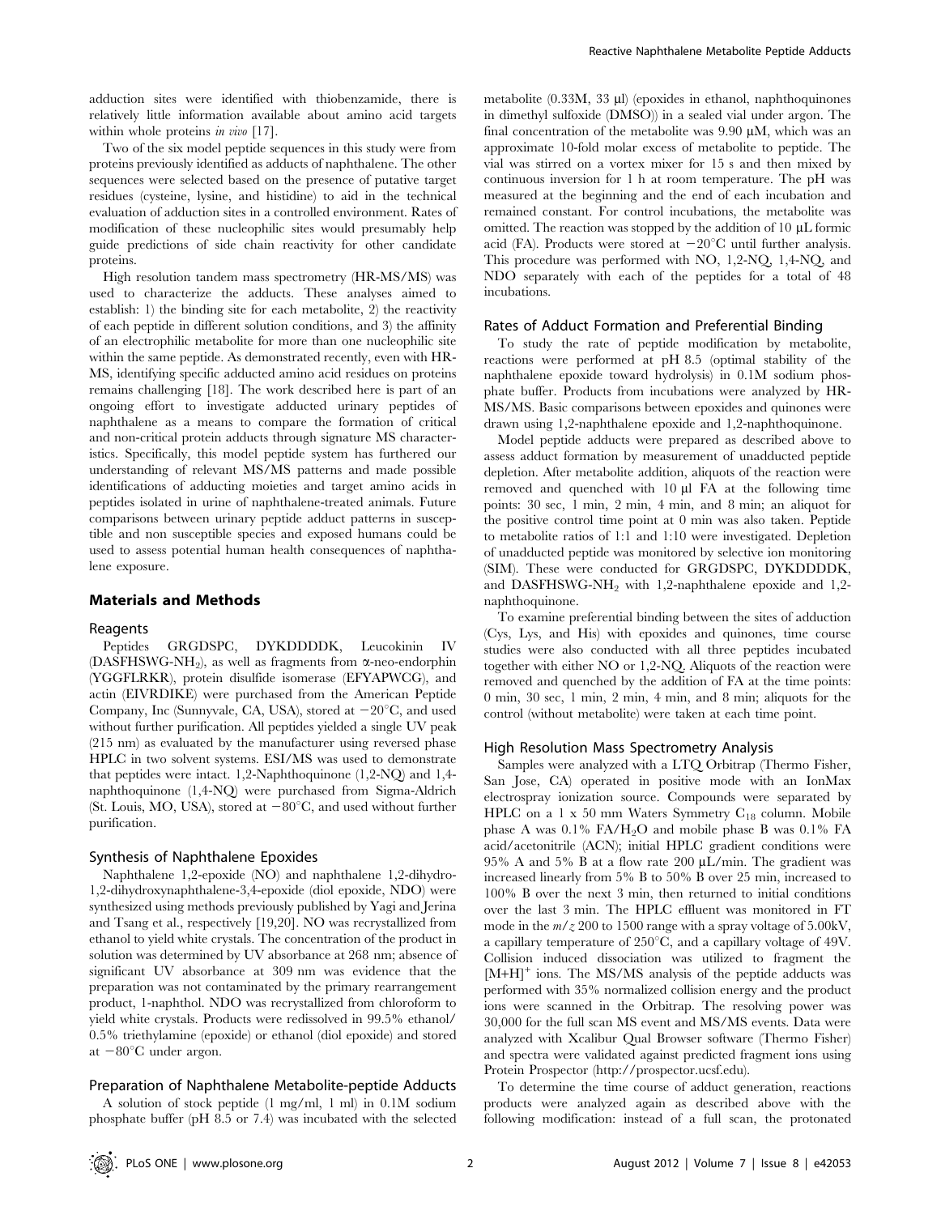adduction sites were identified with thiobenzamide, there is relatively little information available about amino acid targets within whole proteins *in vivo* [17].

Two of the six model peptide sequences in this study were from proteins previously identified as adducts of naphthalene. The other sequences were selected based on the presence of putative target residues (cysteine, lysine, and histidine) to aid in the technical evaluation of adduction sites in a controlled environment. Rates of modification of these nucleophilic sites would presumably help guide predictions of side chain reactivity for other candidate proteins.

High resolution tandem mass spectrometry (HR-MS/MS) was used to characterize the adducts. These analyses aimed to establish: 1) the binding site for each metabolite, 2) the reactivity of each peptide in different solution conditions, and 3) the affinity of an electrophilic metabolite for more than one nucleophilic site within the same peptide. As demonstrated recently, even with HR-MS, identifying specific adducted amino acid residues on proteins remains challenging [18]. The work described here is part of an ongoing effort to investigate adducted urinary peptides of naphthalene as a means to compare the formation of critical and non-critical protein adducts through signature MS characteristics. Specifically, this model peptide system has furthered our understanding of relevant MS/MS patterns and made possible identifications of adducting moieties and target amino acids in peptides isolated in urine of naphthalene-treated animals. Future comparisons between urinary peptide adduct patterns in susceptible and non susceptible species and exposed humans could be used to assess potential human health consequences of naphthalene exposure.

## Materials and Methods

### Reagents

Peptides GRGDSPC, DYKDDDDK, Leucokinin IV ($DASFHSWG-NH_2$), as well as fragments from α-neo-endorphin (YGGFLRKR), protein disulfide isomerase (EFYAPWCG), and actin (EIVRDIKE) were purchased from the American Peptide Company, Inc (Sunnyvale, CA, USA), stored at −20°C, and used without further purification. All peptides yielded a single UV peak (215 nm) as evaluated by the manufacturer using reversed phase HPLC in two solvent systems. ESI/MS was used to demonstrate that peptides were intact. 1,2-Naphthoquinone (1,2-NQ) and 1,4-naphthoquinone (1,4-NQ) were purchased from Sigma-Aldrich (St. Louis, MO, USA), stored at −80°C, and used without further purification.

### Synthesis of Naphthalene Epoxides

Naphthalene 1,2-epoxide (NO) and naphthalene 1,2-dihydro-1,2-dihydroxynaphthalene-3,4-epoxide (diol epoxide, NDO) were synthesized using methods previously published by Yagi and Jerina and Tsang et al., respectively [19,20]. NO was recrystallized from ethanol to yield white crystals. The concentration of the product in solution was determined by UV absorbance at 268 nm; absence of significant UV absorbance at 309 nm was evidence that the preparation was not contaminated by the primary rearrangement product, 1-naphthol. NDO was recrystallized from chloroform to yield white crystals. Products were redissolved in 99.5% ethanol/0.5% triethylamine (epoxide) or ethanol (diol epoxide) and stored at −80°C under argon.

### Preparation of Naphthalene Metabolite-peptide Adducts

A solution of stock peptide (1 mg/ml, 1 ml) in 0.1M sodium phosphate buffer (pH 8.5 or 7.4) was incubated with the selected metabolite (0.33M, 33 µl) (epoxides in ethanol, naphthoquinones in dimethyl sulfoxide (DMSO)) in a sealed vial under argon. The final concentration of the metabolite was 9.90 µM, which was an approximate 10-fold molar excess of metabolite to peptide. The vial was stirred on a vortex mixer for 15 s and then mixed by continuous inversion for 1 h at room temperature. The pH was measured at the beginning and the end of each incubation and remained constant. For control incubations, the metabolite was omitted. The reaction was stopped by the addition of 10 µL formic acid (FA). Products were stored at −20°C until further analysis. This procedure was performed with NO, 1,2-NQ, 1,4-NQ, and NDO separately with each of the peptides for a total of 48 incubations.

### Rates of Adduct Formation and Preferential Binding

To study the rate of peptide modification by metabolite, reactions were performed at pH 8.5 (optimal stability of the naphthalene epoxide toward hydrolysis) in 0.1M sodium phosphate buffer. Products from incubations were analyzed by HR-MS/MS. Basic comparisons between epoxides and quinones were drawn using 1,2-naphthalene epoxide and 1,2-naphthoquinone.

Model peptide adducts were prepared as described above to assess adduct formation by measurement of unadducted peptide depletion. After metabolite addition, aliquots of the reaction were removed and quenched with 10 µl FA at the following time points: 30 sec, 1 min, 2 min, 4 min, and 8 min; an aliquot for the positive control time point at 0 min was also taken. Peptide to metabolite ratios of 1:1 and 1:10 were investigated. Depletion of unadducted peptide was monitored by selective ion monitoring (SIM). These were conducted for GRGDSPC, DYKDDDDK, and $DASFHSWG-NH_2$ with 1,2-naphthalene epoxide and 1,2-naphthoquinone.

To examine preferential binding between the sites of adduction (Cys, Lys, and His) with epoxides and quinones, time course studies were also conducted with all three peptides incubated together with either NO or 1,2-NQ. Aliquots of the reaction were removed and quenched by the addition of FA at the time points: 0 min, 30 sec, 1 min, 2 min, 4 min, and 8 min; aliquots for the control (without metabolite) were taken at each time point.

### High Resolution Mass Spectrometry Analysis

Samples were analyzed with a LTQ Orbitrap (Thermo Fisher, San Jose, CA) operated in positive mode with an IonMax electrospray ionization source. Compounds were separated by HPLC on a 1 x 50 mm Waters Symmetry $C_{18}$ column. Mobile phase A was 0.1% FA/$H_2O$ and mobile phase B was 0.1% FA acid/acetonitrile (ACN); initial HPLC gradient conditions were 95% A and 5% B at a flow rate 200 µL/min. The gradient was increased linearly from 5% B to 50% B over 25 min, increased to 100% B over the next 3 min, then returned to initial conditions over the last 3 min. The HPLC effluent was monitored in FT mode in the $m/z$ 200 to 1500 range with a spray voltage of 5.00kV, a capillary temperature of 250°C, and a capillary voltage of 49V. Collision induced dissociation was utilized to fragment the $[M+H]^+$ ions. The MS/MS analysis of the peptide adducts was performed with 35% normalized collision energy and the product ions were scanned in the Orbitrap. The resolving power was 30,000 for the full scan MS event and MS/MS events. Data were analyzed with Xcalibur Qual Browser software (Thermo Fisher) and spectra were validated against predicted fragment ions using Protein Prospector (http://prospector.ucsf.edu).

To determine the time course of adduct generation, reactions products were analyzed again as described above with the following modification: instead of a full scan, the protonated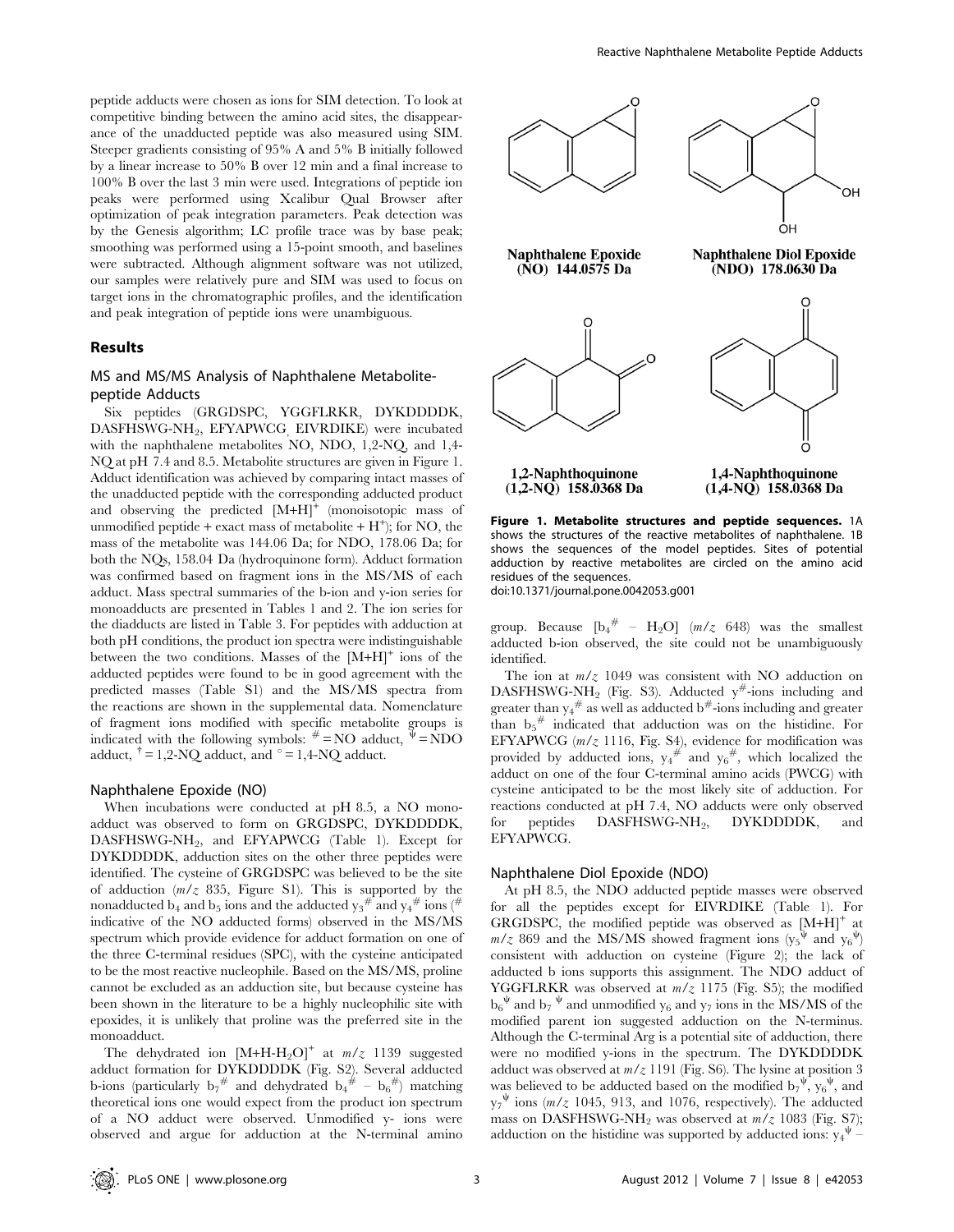peptide adducts were chosen as ions for SIM detection. To look at competitive binding between the amino acid sites, the disappearance of the unadducted peptide was also measured using SIM. Steeper gradients consisting of 95% A and 5% B initially followed by a linear increase to 50% B over 12 min and a final increase to 100% B over the last 3 min were used. Integrations of peptide ion peaks were performed using Xcalibur Qual Browser after optimization of peak integration parameters. Peak detection was by the Genesis algorithm; LC profile trace was by base peak; smoothing was performed using a 15-point smooth, and baselines were subtracted. Although alignment software was not utilized, our samples were relatively pure and SIM was used to focus on target ions in the chromatographic profiles, and the identification and peak integration of peptide ions were unambiguous.

## Results

### MS and MS/MS Analysis of Naphthalene Metabolite-peptide Adducts

Six peptides (GRGDSPC, YGGFLRKR, DYKDDDDK, DASFHSWG-$NH_2$, EFYAPWCG, EIVRDIKE) were incubated with the naphthalene metabolites NO, NDO, 1,2-NQ, and 1,4-NQ at pH 7.4 and 8.5. Metabolite structures are given in Figure 1. Adduct identification was achieved by comparing intact masses of the unadducted peptide with the corresponding adducted product and observing the predicted $[M+H]^+$ (monoisotopic mass of unmodified peptide + exact mass of metabolite + $H^+$); for NO, the mass of the metabolite was 144.06 Da; for NDO, 178.06 Da; for both the NQs, 158.04 Da (hydroquinone form). Adduct formation was confirmed based on fragment ions in the MS/MS of each adduct. Mass spectral summaries of the b-ion and y-ion series for monoadducts are presented in Tables 1 and 2. The ion series for the diadducts are listed in Table 3. For peptides with adduction at both pH conditions, the product ion spectra were indistinguishable between the two conditions. Masses of the $[M+H]^+$ ions of the adducted peptides were found to be in good agreement with the predicted masses (Table S1) and the MS/MS spectra from the reactions are shown in the supplemental data. Nomenclature of fragment ions modified with specific metabolite groups is indicated with the following symbols: $^{\#}$ = NO adduct, $^{\Psi}$ = NDO adduct, $^{\dagger}$ = 1,2-NQ adduct, and $^{\circ}$ = 1,4-NQ adduct.

Naphthalene Epoxide (NO) 144.0575 Da

Naphthalene Diol Epoxide (NDO) 178.0630 Da

1,2-Naphthoquinone (1,2-NQ) 158.0368 Da

1,4-Naphthoquinone (1,4-NQ) 158.0368 Da

**Figure 1. Metabolite structures and peptide sequences.** 1A shows the structures of the reactive metabolites of naphthalene. 1B shows the sequences of the model peptides. Sites of potential adduction by reactive metabolites are circled on the amino acid residues of the sequences.
doi:10.1371/journal.pone.0042053.g001

### Naphthalene Epoxide (NO)

When incubations were conducted at pH 8.5, a NO monoadduct was observed to form on GRGDSPC, DYKDDDDK, DASFHSWG-$NH_2$, and EFYAPWCG (Table 1). Except for DYKDDDDK, adduction sites on the other three peptides were identified. The cysteine of GRGDSPC was believed to be the site of adduction ($m/z$ 835, Figure S1). This is supported by the nonadducted $b_4$ and $b_5$ ions and the adducted $y_3^{\#}$ and $y_4^{\#}$ ions ($^{\#}$ indicative of the NO adducted forms) observed in the MS/MS spectrum which provide evidence for adduct formation on one of the three C-terminal residues (SPC), with the cysteine anticipated to be the most reactive nucleophile. Based on the MS/MS, proline cannot be excluded as an adduction site, but because cysteine has been shown in the literature to be a highly nucleophilic site with epoxides, it is unlikely that proline was the preferred site in the monoadduct.

The dehydrated ion $[M+H-H_2O]^+$ at $m/z$ 1139 suggested adduct formation for DYKDDDDK (Fig. S2). Several adducted b-ions (particularly $b_7^{\#}$ and dehydrated $b_4^{\#}$ – $b_6^{\#}$) matching theoretical ions one would expect from the product ion spectrum of a NO adduct were observed. Unmodified y- ions were observed and argue for adduction at the N-terminal amino group. Because $[b_4^{\#} - H_2O]$ ($m/z$ 648) was the smallest adducted b-ion observed, the site could not be unambiguously identified.

The ion at $m/z$ 1049 was consistent with NO adduction on DASFHSWG-$NH_2$ (Fig. S3). Adducted $y^{\#}$-ions including and greater than $y_4^{\#}$ as well as adducted $b^{\#}$-ions including and greater than $b_5^{\#}$ indicated that adduction was on the histidine. For EFYAPWCG ($m/z$ 1116, Fig. S4), evidence for modification was provided by adducted ions, $y_4^{\#}$ and $y_6^{\#}$, which localized the adduct on one of the four C-terminal amino acids (PWCG) with cysteine anticipated to be the most likely site of adduction. For reactions conducted at pH 7.4, NO adducts were only observed for peptides DASFHSWG-$NH_2$, DYKDDDDK, and EFYAPWCG.

### Naphthalene Diol Epoxide (NDO)

At pH 8.5, the NDO adducted peptide masses were observed for all the peptides except for EIVRDIKE (Table 1). For GRGDSPC, the modified peptide was observed as $[M+H]^+$ at $m/z$ 869 and the MS/MS showed fragment ions ($y_5^{\Psi}$ and $y_6^{\Psi}$) consistent with adduction on cysteine (Figure 2); the lack of adducted b ions supports this assignment. The NDO adduct of YGGFLRKR was observed at $m/z$ 1175 (Fig. S5); the modified $b_6^{\Psi}$ and $b_7^{\Psi}$ and unmodified $y_6$ and $y_7$ ions in the MS/MS of the modified parent ion suggested adduction on the N-terminus. Although the C-terminal Arg is a potential site of adduction, there were no modified y-ions in the spectrum. The DYKDDDDK adduct was observed at $m/z$ 1191 (Fig. S6). The lysine at position 3 was believed to be adducted based on the modified $b_7^{\Psi}$, $y_6^{\Psi}$, and $y_7^{\Psi}$ ions ($m/z$ 1045, 913, and 1076, respectively). The adducted mass on DASFHSWG-$NH_2$ was observed at $m/z$ 1083 (Fig. S7); adduction on the histidine was supported by adducted ions: $y_4^{\Psi}$ –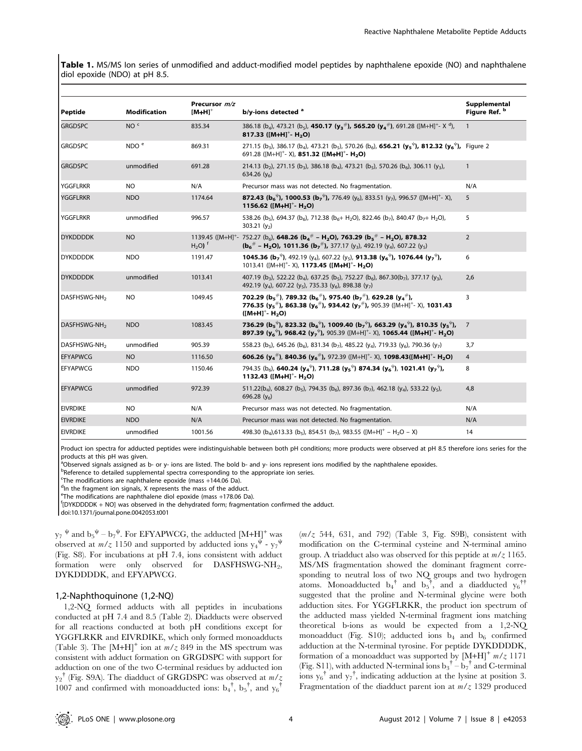**Table 1.** MS/MS Ion series of unmodified and adduct-modified model peptides by naphthalene epoxide (NO) and naphthalene diol epoxide (NDO) at pH 8.5.

| Peptide | Modification | Precursor $m/z$ $[M+H]^+$ | b/y-ions detected [a] | Supplemental Figure Ref. [b] |
|---|---|---|---|---|
| GRGDSPC | NO [c] | 835.34 | 386.18 ($b_4$), 473.21 ($b_5$), **450.17 ($y_3^{\#}$), 565.20 ($y_4^{\#}$)**, 691.28 ($[M+H]^+$- X [d]), **817.33 ($[M+H]^+$- $H_2O$)** | 1 |
| GRGDSPC | NDO [e] | 869.31 | 271.15 ($b_3$), 386.17 ($b_4$), 473.21 ($b_5$), 570.26 ($b_6$), **656.21 ($y_5^{\psi}$), 812.32 ($y_6^{\psi}$)**, 691.28 ($[M+H]^+$- X), **851.32 ($[M+H]^+$- $H_2O$)** | Figure 2 |
| GRGDSPC | unmodified | 691.28 | 214.13 ($b_2$), 271.15 ($b_3$), 386.18 ($b_4$), 473.21 ($b_5$), 570.26 ($b_6$), 306.11 ($y_3$), 634.26 ($y_6$) | 1 |
| YGGFLRKR | NO | N/A | Precursor mass was not detected. No fragmentation. | N/A |
| YGGFLRKR | NDO | 1174.64 | **872.43 ($b_6^{\psi}$), 1000.53 ($b_7^{\psi}$)**, 776.49 ($y_6$), 833.51 ($y_7$), 996.57 ($[M+H]^+$- X), **1156.62 ($[M+H]^+$- $H_2O$)** | 5 |
| YGGFLRKR | unmodified | 996.57 | 538.26 ($b_5$), 694.37 ($b_6$), 712.38 ($b_6$+ $H_2O$), 822.46 ($b_7$), 840.47 ($b_7$+ $H_2O$), 303.21 ($y_2$) | 5 |
| DYKDDDDK | NO | 1139.45 ($[M+H]^+$- $H_2O$) [f] | 752.27 ($b_6$), **648.26 ($b_4^{\#}$ – $H_2O$), 763.29 ($b_5^{\#}$ – $H_2O$), 878.32 ($b_6^{\#}$ – $H_2O$), 1011.36 ($b_7^{\#}$)**, 377.17 ($y_3$), 492.19 ($y_4$), 607.22 ($y_5$) | 2 |
| DYKDDDDK | NDO | 1191.47 | **1045.36 ($b_7^{\psi}$)**, 492.19 ($y_4$), 607.22 ($y_5$), **913.38 ($y_6^{\psi}$), 1076.44 ($y_7^{\psi}$)**, 1013.41 ($[M+H]^+$- X), **1173.45 ($[M+H]^+$- $H_2O$)** | 6 |
| DYKDDDDK | unmodified | 1013.41 | 407.19 ($b_3$), 522.22 ($b_4$), 637.25 ($b_5$), 752.27 ($b_6$), 867.30($b_7$), 377.17 ($y_3$), 492.19 ($y_4$), 607.22 ($y_5$), 735.33 ($y_6$), 898.38 ($y_7$) | 2,6 |
| DASFHSWG-$NH_2$ | NO | 1049.45 | **702.29 ($b_5^{\#}$), 789.32 ($b_6^{\#}$), 975.40 ($b_7^{\#}$), 629.28 ($y_4^{\#}$), 776.35 ($y_5^{\#}$), 863.38 ($y_6^{\#}$), 934.42 ($y_7^{\#}$)**, 905.39 ($[M+H]^+$- X), **1031.43 ($[M+H]^+$- $H_2O$)** | 3 |
| DASFHSWG-$NH_2$ | NDO | 1083.45 | **736.29 ($b_5^{\psi}$), 823.32 ($b_6^{\psi}$), 1009.40 ($b_7^{\psi}$), 663.29 ($y_4^{\psi}$), 810.35 ($y_5^{\psi}$), 897.39 ($y_6^{\psi}$), 968.42 ($y_7^{\psi}$)**, 905.39 ($[M+H]^+$- X), **1065.44 ($[M+H]^+$- $H_2O$)** | 7 |
| DASFHSWG-$NH_2$ | unmodified | 905.39 | 558.23 ($b_5$), 645.26 ($b_6$), 831.34 ($b_7$), 485.22 ($y_4$), 719.33 ($y_6$), 790.36 ($y_7$) | 3,7 |
| EFYAPWCG | NO | 1116.50 | **606.26 ($y_4^{\#}$), 840.36 ($y_6^{\#}$)**, 972.39 ($[M+H]^+$- X), **1098.43($[M+H]^+$- $H_2O$)** | 4 |
| EFYAPWCG | NDO | 1150.46 | 794.35 ($b_6$), **640.24 ($y_4^{\psi}$), 711.28 ($y_5^{\psi}$) 874.34 ($y_6^{\psi}$), 1021.41 ($y_7^{\psi}$), 1132.43 ($[M+H]^+$- $H_2O$)** | 8 |
| EFYAPWCG | unmodified | 972.39 | 511.22($b_4$), 608.27 ($b_5$), 794.35 ($b_6$), 897.36 ($b_7$), 462.18 ($y_4$), 533.22 ($y_5$), 696.28 ($y_6$) | 4,8 |
| EIVRDIKE | NO | N/A | Precursor mass was not detected. No fragmentation. | N/A |
| EIVRDIKE | NDO | N/A | Precursor mass was not detected. No fragmentation. | N/A |
| EIVRDIKE | unmodified | 1001.56 | 498.30 ($b_4$),613.33 ($b_5$), 854.51 ($b_7$), 983.55 ($[M+H]^+$ – $H_2O$ – X) | 14 |

Product ion spectra for adducted peptides were indistinguishable between both pH conditions; more products were observed at pH 8.5 therefore ions series for the products at this pH was given.
[a]Observed signals assigned as b- or y- ions are listed. The bold b- and y- ions represent ions modified by the naphthalene epoxides.
[b]Reference to detailed supplemental spectra corresponding to the appropriate ion series.
[c]The modifications are naphthalene epoxide (mass +144.06 Da).
[d]In the fragment ion signals, X represents the mass of the adduct.
[e]The modifications are naphthalene diol epoxide (mass +178.06 Da).
[f][DYKDDDDK + NO] was observed in the dehydrated form; fragmentation confirmed the adduct.
doi:10.1371/journal.pone.0042053.t001

$y_7^{\psi}$ and $b_5^{\psi} - b_7^{\psi}$. For EFYAPWCG, the adducted $[M+H]^+$ was observed at $m/z$ 1150 and supported by adducted ions $y_4^{\psi}$ - $y_7^{\psi}$ (Fig. S8). For incubations at pH 7.4, ions consistent with adduct formation were only observed for DASFHSWG-$NH_2$, DYKDDDDK, and EFYAPWCG.

## 1,2-Naphthoquinone (1,2-NQ)

1,2-NQ formed adducts with all peptides in incubations conducted at pH 7.4 and 8.5 (Table 2). Diadducts were observed for all reactions conducted at both pH conditions except for YGGFLRKR and EIVRDIKE, which only formed monoadducts (Table 3). The $[M+H]^+$ ion at $m/z$ 849 in the MS spectrum was consistent with adduct formation on GRGDSPC with support for adduction on one of the two C-terminal residues by adducted ion $y_2^{\dagger}$ (Fig. S9A). The diadduct of GRGDSPC was observed at $m/z$ 1007 and confirmed with monoadducted ions: $b_4^{\dagger}$, $b_5^{\dagger}$, and $y_6^{\dagger}$ ($m/z$ 544, 631, and 792) (Table 3, Fig. S9B), consistent with modification on the C-terminal cysteine and N-terminal amino group. A triadduct also was observed for this peptide at $m/z$ 1165. MS/MS fragmentation showed the dominant fragment corresponding to neutral loss of two NQ groups and two hydrogen atoms. Monoadducted $b_4^{\dagger}$ and $b_5^{\dagger}$, and a diadducted $y_6^{\dagger\dagger}$ suggested that the proline and N-terminal glycine were both adduction sites. For YGGFLRKR, the product ion spectrum of the adducted mass yielded N-terminal fragment ions matching theoretical b-ions as would be expected from a 1,2-NQ monoadduct (Fig. S10); adducted ions $b_4$ and $b_6$ confirmed adduction at the N-terminal tyrosine. For peptide DYKDDDDK, formation of a monoadduct was supported by $[M+H]^+$ $m/z$ 1171 (Fig. S11), with adducted N-terminal ions $b_3^{\dagger} - b_7^{\dagger}$ and C-terminal ions $y_6^{\dagger}$ and $y_7^{\dagger}$, indicating adduction at the lysine at position 3. Fragmentation of the diadduct parent ion at $m/z$ 1329 produced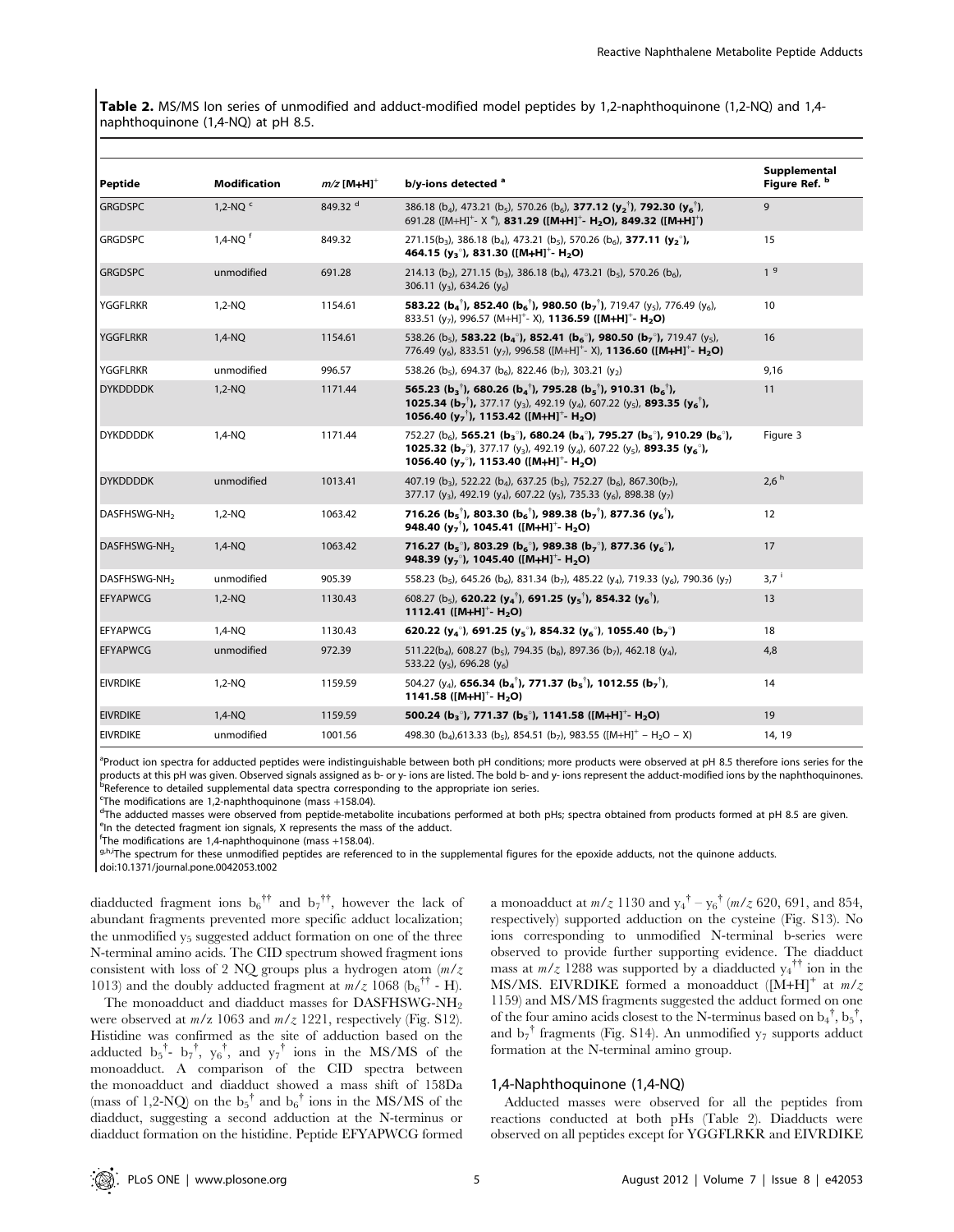**Table 2.** MS/MS Ion series of unmodified and adduct-modified model peptides by 1,2-naphthoquinone (1,2-NQ) and 1,4-naphthoquinone (1,4-NQ) at pH 8.5.

| Peptide | Modification | $m/z$ [M+H]$^+$ | b/y-ions detected [a] | Supplemental Figure Ref. [b] |
|---|---|---|---|---|
| GRGDSPC | 1,2-NQ [c] | 849.32 [d] | 386.18 ($b_4$), 473.21 ($b_5$), 570.26 ($b_6$), **377.12 ($y_2^{\dagger}$), 792.30 ($y_6^{\dagger}$),** 691.28 ([M+H]$^+$- X [e]), **831.29 ([M+H]$^+$- $H_2O$), 849.32 ([M+H]$^+$)** | 9 |
| GRGDSPC | 1,4-NQ [f] | 849.32 | 271.15($b_3$), 386.18 ($b_4$), 473.21 ($b_5$), 570.26 ($b_6$), **377.11 ($y_2^{\circ}$), 464.15 ($y_3^{\circ}$), 831.30 ([M+H]$^+$- $H_2O$)** | 15 |
| GRGDSPC | unmodified | 691.28 | 214.13 ($b_2$), 271.15 ($b_3$), 386.18 ($b_4$), 473.21 ($b_5$), 570.26 ($b_6$), 306.11 ($y_3$), 634.26 ($y_6$) | 1 [g] |
| YGGFLRKR | 1,2-NQ | 1154.61 | **583.22 ($b_4^{\dagger}$), 852.40 ($b_6^{\dagger}$), 980.50 ($b_7^{\dagger}$),** 719.47 ($y_5$), 776.49 ($y_6$), 833.51 ($y_7$), 996.57 (M+H]$^+$- X), **1136.59 ([M+H]$^+$- $H_2O$)** | 10 |
| YGGFLRKR | 1,4-NQ | 1154.61 | 538.26 ($b_5$), **583.22 ($b_4^{\circ}$), 852.41 ($b_6^{\circ}$), 980.50 ($b_7^{\circ}$),** 719.47 ($y_5$), 776.49 ($y_6$), 833.51 ($y_7$), 996.58 ([M+H]$^+$- X), **1136.60 ([M+H]$^+$- $H_2O$)** | 16 |
| YGGFLRKR | unmodified | 996.57 | 538.26 ($b_5$), 694.37 ($b_6$), 822.46 ($b_7$), 303.21 ($y_2$) | 9,16 |
| DYKDDDDK | 1,2-NQ | 1171.44 | **565.23 ($b_3^{\dagger}$), 680.26 ($b_4^{\dagger}$), 795.28 ($b_5^{\dagger}$), 910.31 ($b_6^{\dagger}$), 1025.34 ($b_7^{\dagger}$),** 377.17 ($y_3$), 492.19 ($y_4$), 607.22 ($y_5$), **893.35 ($y_6^{\dagger}$), 1056.40 ($y_7^{\dagger}$), 1153.42 ([M+H]$^+$- $H_2O$)** | 11 |
| DYKDDDDK | 1,4-NQ | 1171.44 | 752.27 ($b_6$), **565.21 ($b_3^{\circ}$), 680.24 ($b_4^{\circ}$), 795.27 ($b_5^{\circ}$), 910.29 ($b_6^{\circ}$), 1025.32 ($b_7^{\circ}$),** 377.17 ($y_3$), 492.19 ($y_4$), 607.22 ($y_5$), **893.35 ($y_6^{\circ}$), 1056.40 ($y_7^{\circ}$), 1153.40 ([M+H]$^+$- $H_2O$)** | Figure 3 |
| DYKDDDDK | unmodified | 1013.41 | 407.19 ($b_3$), 522.22 ($b_4$), 637.25 ($b_5$), 752.27 ($b_6$), 867.30($b_7$), 377.17 ($y_3$), 492.19 ($y_4$), 607.22 ($y_5$), 735.33 ($y_6$), 898.38 ($y_7$) | 2,6 [h] |
| DASFHSWG-$NH_2$ | 1,2-NQ | 1063.42 | **716.26 ($b_5^{\dagger}$), 803.30 ($b_6^{\dagger}$), 989.38 ($b_7^{\dagger}$), 877.36 ($y_6^{\dagger}$), 948.40 ($y_7^{\dagger}$), 1045.41 ([M+H]$^+$- $H_2O$)** | 12 |
| DASFHSWG-$NH_2$ | 1,4-NQ | 1063.42 | **716.27 ($b_5^{\circ}$), 803.29 ($b_6^{\circ}$), 989.38 ($b_7^{\circ}$), 877.36 ($y_6^{\circ}$), 948.39 ($y_7^{\circ}$), 1045.40 ([M+H]$^+$- $H_2O$)** | 17 |
| DASFHSWG-$NH_2$ | unmodified | 905.39 | 558.23 ($b_5$), 645.26 ($b_6$), 831.34 ($b_7$), 485.22 ($y_4$), 719.33 ($y_6$), 790.36 ($y_7$) | 3,7 [i] |
| EFYAPWCG | 1,2-NQ | 1130.43 | 608.27 ($b_5$), **620.22 ($y_4^{\dagger}$), 691.25 ($y_5^{\dagger}$), 854.32 ($y_6^{\dagger}$), 1112.41 ([M+H]$^+$- $H_2O$)** | 13 |
| EFYAPWCG | 1,4-NQ | 1130.43 | **620.22 ($y_4^{\circ}$), 691.25 ($y_5^{\circ}$), 854.32 ($y_6^{\circ}$), 1055.40 ($b_7^{\circ}$)** | 18 |
| EFYAPWCG | unmodified | 972.39 | 511.22($b_4$), 608.27 ($b_5$), 794.35 ($b_6$), 897.36 ($b_7$), 462.18 ($y_4$), 533.22 ($y_5$), 696.28 ($y_6$) | 4,8 |
| EIVRDIKE | 1,2-NQ | 1159.59 | 504.27 ($y_4$), **656.34 ($b_4^{\dagger}$), 771.37 ($b_5^{\dagger}$), 1012.55 ($b_7^{\dagger}$), 1141.58 ([M+H]$^+$- $H_2O$)** | 14 |
| EIVRDIKE | 1,4-NQ | 1159.59 | **500.24 ($b_3^{\circ}$), 771.37 ($b_5^{\circ}$), 1141.58 ([M+H]$^+$- $H_2O$)** | 19 |
| EIVRDIKE | unmodified | 1001.56 | 498.30 ($b_4$),613.33 ($b_5$), 854.51 ($b_7$), 983.55 ([M+H]$^+$ – $H_2O$ – X) | 14, 19 |

[a]Product ion spectra for adducted peptides were indistinguishable between both pH conditions; more products were observed at pH 8.5 therefore ions series for the products at this pH was given. Observed signals assigned as b- or y- ions are listed. The bold b- and y- ions represent the adduct-modified ions by the naphthoquinones.
[b]Reference to detailed supplemental data spectra corresponding to the appropriate ion series.
[c]The modifications are 1,2-naphthoquinone (mass +158.04).
[d]The adducted masses were observed from peptide-metabolite incubations performed at both pHs; spectra obtained from products formed at pH 8.5 are given.
[e]In the detected fragment ion signals, X represents the mass of the adduct.
[f]The modifications are 1,4-naphthoquinone (mass +158.04).
[g,h,i]The spectrum for these unmodified peptides are referenced to in the supplemental figures for the epoxide adducts, not the quinone adducts.
doi:10.1371/journal.pone.0042053.t002

diadducted fragment ions $b_6^{\dagger\dagger}$ and $b_7^{\dagger\dagger}$, however the lack of abundant fragments prevented more specific adduct localization; the unmodified $y_5$ suggested adduct formation on one of the three N-terminal amino acids. The CID spectrum showed fragment ions consistent with loss of 2 NQ groups plus a hydrogen atom ($m/z$ 1013) and the doubly adducted fragment at $m/z$ 1068 ($b_6^{\dagger\dagger}$ - H).

The monoadduct and diadduct masses for DASFHSWG-$NH_2$ were observed at $m/z$ 1063 and $m/z$ 1221, respectively (Fig. S12). Histidine was confirmed as the site of adduction based on the adducted $b_5^{\dagger}$- $b_7^{\dagger}$, $y_6^{\dagger}$, and $y_7^{\dagger}$ ions in the MS/MS of the monoadduct. A comparison of the CID spectra between the monoadduct and diadduct showed a mass shift of 158Da (mass of 1,2-NQ) on the $b_5^{\dagger}$ and $b_6^{\dagger}$ ions in the MS/MS of the diadduct, suggesting a second adduction at the N-terminus or diadduct formation on the histidine. Peptide EFYAPWCG formed a monoadduct at $m/z$ 1130 and $y_4^{\dagger}$ – $y_6^{\dagger}$ ($m/z$ 620, 691, and 854, respectively) supported adduction on the cysteine (Fig. S13). No ions corresponding to unmodified N-terminal b-series were observed to provide further supporting evidence. The diadduct mass at $m/z$ 1288 was supported by a diadducted $y_4^{\dagger\dagger}$ ion in the MS/MS. EIVRDIKE formed a monoadduct ([M+H]$^+$ at $m/z$ 1159) and MS/MS fragments suggested the adduct formed on one of the four amino acids closest to the N-terminus based on $b_4^{\dagger}$, $b_5^{\dagger}$, and $b_7^{\dagger}$ fragments (Fig. S14). An unmodified $y_7$ supports adduct formation at the N-terminal amino group.

### 1,4-Naphthoquinone (1,4-NQ)

Adducted masses were observed for all the peptides from reactions conducted at both pHs (Table 2). Diadducts were observed on all peptides except for YGGFLRKR and EIVRDIKE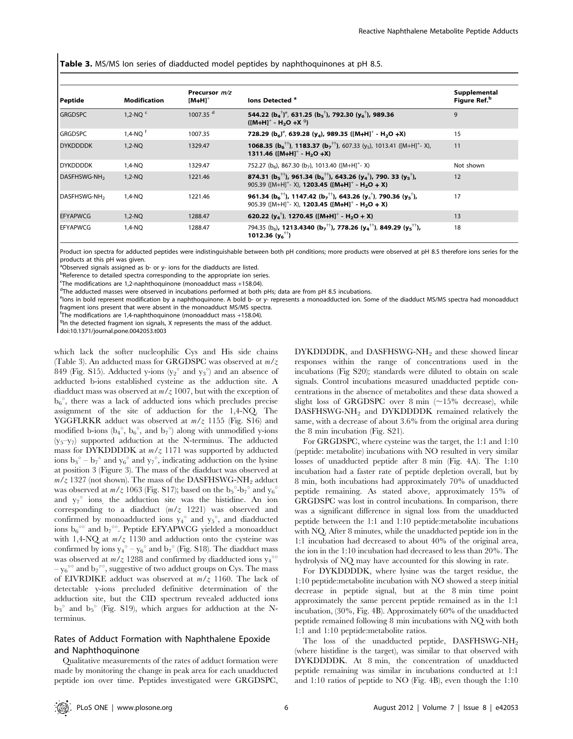**Table 3.** MS/MS Ion series of diadducted model peptides by naphthoquinones at pH 8.5.

| Peptide | Modification | Precursor m/z $[M+H]^+$ | Ions Detected [a] | Supplemental Figure Ref.[b] |
|---|---|---|---|---|
| GRGDSPC | 1,2-NQ [c] | 1007.35 [d] | **544.22 ($b_4^{\dagger}$)[e], 631.25 ($b_5^{\dagger}$), 792.30 ($y_6^{\dagger}$), 989.36 ($[M+H]^+$ - $H_2O$ +X [g])** | 9 |
| GRGDSPC | 1,4-NQ [f] | 1007.35 | **728.29 ($b_6$)[e], 639.28 ($y_4$), 989.35 ($[M+H]^+$ - $H_2O$ +X)** | 15 |
| DYKDDDDK | 1,2-NQ | 1329.47 | **1068.35 ($b_6^{\dagger\dagger}$), 1183.37 ($b_7^{\dagger\dagger}$)**, 607.33 ($y_5$), 1013.41 ($[M+H]^+$- X), **1311.46 ($[M+H]^+$ - $H_2O$ +X)** | 11 |
| DYKDDDDK | 1,4-NQ | 1329.47 | 752.27 ($b_6$), 867.30 ($b_7$), 1013.40 ($[M+H]^+$- X) | Not shown |
| DASFHSWG-$NH_2$ | 1,2-NQ | 1221.46 | **874.31 ($b_5^{\dagger\dagger}$), 961.34 ($b_6^{\dagger\dagger}$), 643.26 ($y_4^{\dagger}$), 790. 33 ($y_5^{\dagger}$)**, 905.39 ($[M+H]^+$- X), **1203.45 ($[M+H]^+$ - $H_2O$ + X)** | 12 |
| DASFHSWG-$NH_2$ | 1,4-NQ | 1221.46 | **961.34 ($b_6^{\dagger\dagger}$), 1147.42 ($b_7^{\dagger\dagger}$), 643.26 ($y_4^{\dagger}$), 790.36 ($y_5^{\dagger}$)**, 905.39 ($[M+H]^+$- X), **1203.45 ($[M+H]^+$ - $H_2O$ + X)** | 17 |
| EFYAPWCG | 1,2-NQ | 1288.47 | **620.22 ($y_4^{\dagger}$), 1270.45 ($[M+H]^+$ - $H_2O$ + X)** | 13 |
| EFYAPWCG | 1,4-NQ | 1288.47 | 794.35 ($b_6$), **1213.4340 ($b_7^{\dagger\dagger}$), 778.26 ($y_4^{\dagger\dagger}$), 849.29 ($y_5^{\dagger\dagger}$), 1012.36 ($y_6^{\dagger\dagger}$)** | 18 |

Product ion spectra for adducted peptides were indistinguishable between both pH conditions; more products were observed at pH 8.5 therefore ions series for the products at this pH was given.

[a]Observed signals assigned as b- or y- ions for the diadducts are listed.

[b]Reference to detailed spectra corresponding to the appropriate ion series.

[c]The modifications are 1,2-naphthoquinone (monoadduct mass +158.04).

[d]The adducted masses were observed in incubations performed at both pHs; data are from pH 8.5 incubations.

[e]Ions in bold represent modification by a naphthoquinone. A bold b- or y- represents a monoadducted ion. Some of the diadduct MS/MS spectra had monoadduct fragment ions present that were absent in the monoadduct MS/MS spectra.

[f]The modifications are 1,4-naphthoquinone (monoadduct mass +158.04).

[g]In the detected fragment ion signals, X represents the mass of the adduct.

doi:10.1371/journal.pone.0042053.t003

which lack the softer nucleophilic Cys and His side chains (Table 3). An adducted mass for GRGDSPC was observed at $m/z$ 849 (Fig. S15). Adducted y-ions ($y_2^{\circ}$ and $y_3^{\circ}$) and an absence of adducted b-ions established cysteine as the adduction site. A diadduct mass was observed at $m/z$ 1007, but with the exception of $b_6^{\circ}$, there was a lack of adducted ions which precludes precise assignment of the site of adduction for the 1,4-NQ. The YGGFLRKR adduct was observed at $m/z$ 1155 (Fig. S16) and modified b-ions ($b_4^{\circ}$, $b_6^{\circ}$, and $b_7^{\circ}$) along with unmodified y-ions ($y_5$–$y_7$) supported adduction at the N-terminus. The adducted mass for DYKDDDDK at $m/z$ 1171 was supported by adducted ions $b_3^{\circ}$ – $b_7^{\circ}$ and $y_6^{\circ}$ and $y_7^{\circ}$, indicating adduction on the lysine at position 3 (Figure 3). The mass of the diadduct was observed at $m/z$ 1327 (not shown). The mass of the DASFHSWG-$NH_2$ adduct was observed at $m/z$ 1063 (Fig. S17); based on the $b_5^{\circ}$-$b_7^{\circ}$ and $y_6^{\circ}$ and $y_7^{\circ}$ ions, the adduction site was the histidine. An ion corresponding to a diadduct ($m/z$ 1221) was observed and confirmed by monoadducted ions $y_4^{\circ}$ and $y_5^{\circ}$, and diadducted ions $b_6^{\circ\circ}$ and $b_7^{\circ\circ}$. Peptide EFYAPWCG yielded a monoadduct with 1,4-NQ at $m/z$ 1130 and adduction onto the cysteine was confirmed by ions $y_4^{\circ}$ – $y_6^{\circ}$ and $b_7^{\circ}$ (Fig. S18). The diadduct mass was observed at $m/z$ 1288 and confirmed by diadducted ions $y_4^{\circ\circ}$ – $y_6^{\circ\circ}$ and $b_7^{\circ\circ}$, suggestive of two adduct groups on Cys. The mass of EIVRDIKE adduct was observed at $m/z$ 1160. The lack of detectable y-ions precluded definitive determination of the adduction site, but the CID spectrum revealed adducted ions $b_3^{\circ}$ and $b_5^{\circ}$ (Fig. S19), which argues for adduction at the N-terminus.

## Rates of Adduct Formation with Naphthalene Epoxide and Naphthoquinone

Qualitative measurements of the rates of adduct formation were made by monitoring the change in peak area for each unadducted peptide ion over time. Peptides investigated were GRGDSPC, DYKDDDDK, and DASFHSWG-$NH_2$ and these showed linear responses within the range of concentrations used in the incubations (Fig S20); standards were diluted to obtain on scale signals. Control incubations measured unadducted peptide concentrations in the absence of metabolites and these data showed a slight loss of GRGDSPC over 8 min (~15% decrease), while DASFHSWG-$NH_2$ and DYKDDDDK remained relatively the same, with a decrease of about 3.6% from the original area during the 8 min incubation (Fig. S21).

For GRGDSPC, where cysteine was the target, the 1:1 and 1:10 (peptide: metabolite) incubations with NO resulted in very similar losses of unadducted peptide after 8 min (Fig. 4A). The 1:10 incubation had a faster rate of peptide depletion overall, but by 8 min, both incubations had approximately 70% of unadducted peptide remaining. As stated above, approximately 15% of GRGDSPC was lost in control incubations. In comparison, there was a significant difference in signal loss from the unadducted peptide between the 1:1 and 1:10 peptide:metabolite incubations with NQ. After 8 minutes, while the unadducted peptide ion in the 1:1 incubation had decreased to about 40% of the original area, the ion in the 1:10 incubation had decreased to less than 20%. The hydrolysis of NQ may have accounted for this slowing in rate.

For DYKDDDDK, where lysine was the target residue, the 1:10 peptide:metabolite incubation with NO showed a steep initial decrease in peptide signal, but at the 8 min time point approximately the same percent peptide remained as in the 1:1 incubation, (30%, Fig. 4B). Approximately 60% of the unadducted peptide remained following 8 min incubations with NQ with both 1:1 and 1:10 peptide:metabolite ratios.

The loss of the unadducted peptide, DASFHSWG-$NH_2$ (where histidine is the target), was similar to that observed with DYKDDDDK. At 8 min, the concentration of unadducted peptide remaining was similar in incubations conducted at 1:1 and 1:10 ratios of peptide to NO (Fig. 4B), even though the 1:10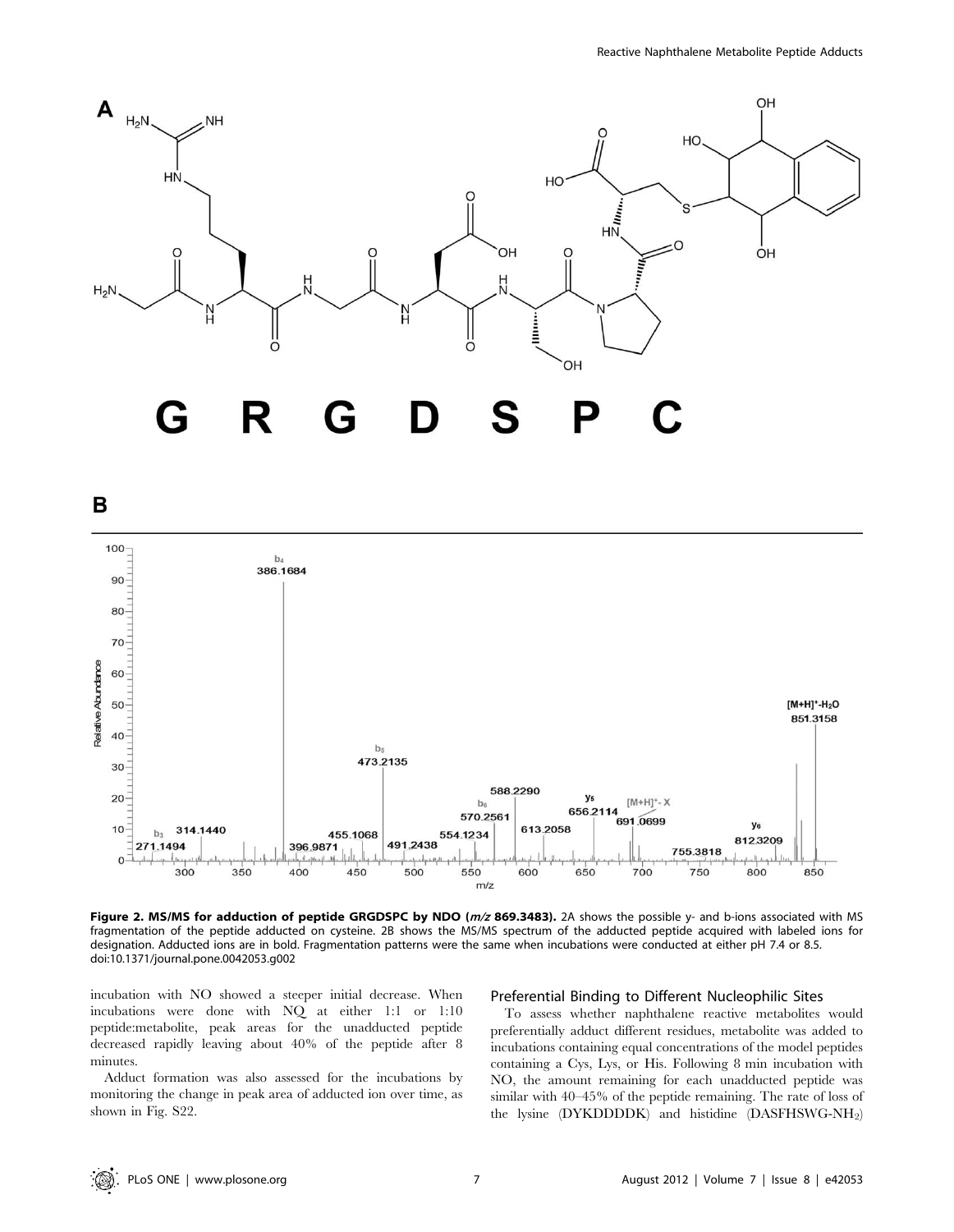**Figure 2. MS/MS for adduction of peptide GRGDSPC by NDO (*m/z* 869.3483).** 2A shows the possible y- and b-ions associated with MS fragmentation of the peptide adducted on cysteine. 2B shows the MS/MS spectrum of the adducted peptide acquired with labeled ions for designation. Adducted ions are in bold. Fragmentation patterns were the same when incubations were conducted at either pH 7.4 or 8.5.
doi:10.1371/journal.pone.0042053.g002

incubation with NO showed a steeper initial decrease. When incubations were done with NQ at either 1:1 or 1:10 peptide:metabolite, peak areas for the unadducted peptide decreased rapidly leaving about 40% of the peptide after 8 minutes.

Adduct formation was also assessed for the incubations by monitoring the change in peak area of adducted ion over time, as shown in Fig. S22.

### Preferential Binding to Different Nucleophilic Sites

To assess whether naphthalene reactive metabolites would preferentially adduct different residues, metabolite was added to incubations containing equal concentrations of the model peptides containing a Cys, Lys, or His. Following 8 min incubation with NO, the amount remaining for each unadducted peptide was similar with 40–45% of the peptide remaining. The rate of loss of the lysine (DYKDDDDK) and histidine (DASFHSWG-$NH_2$)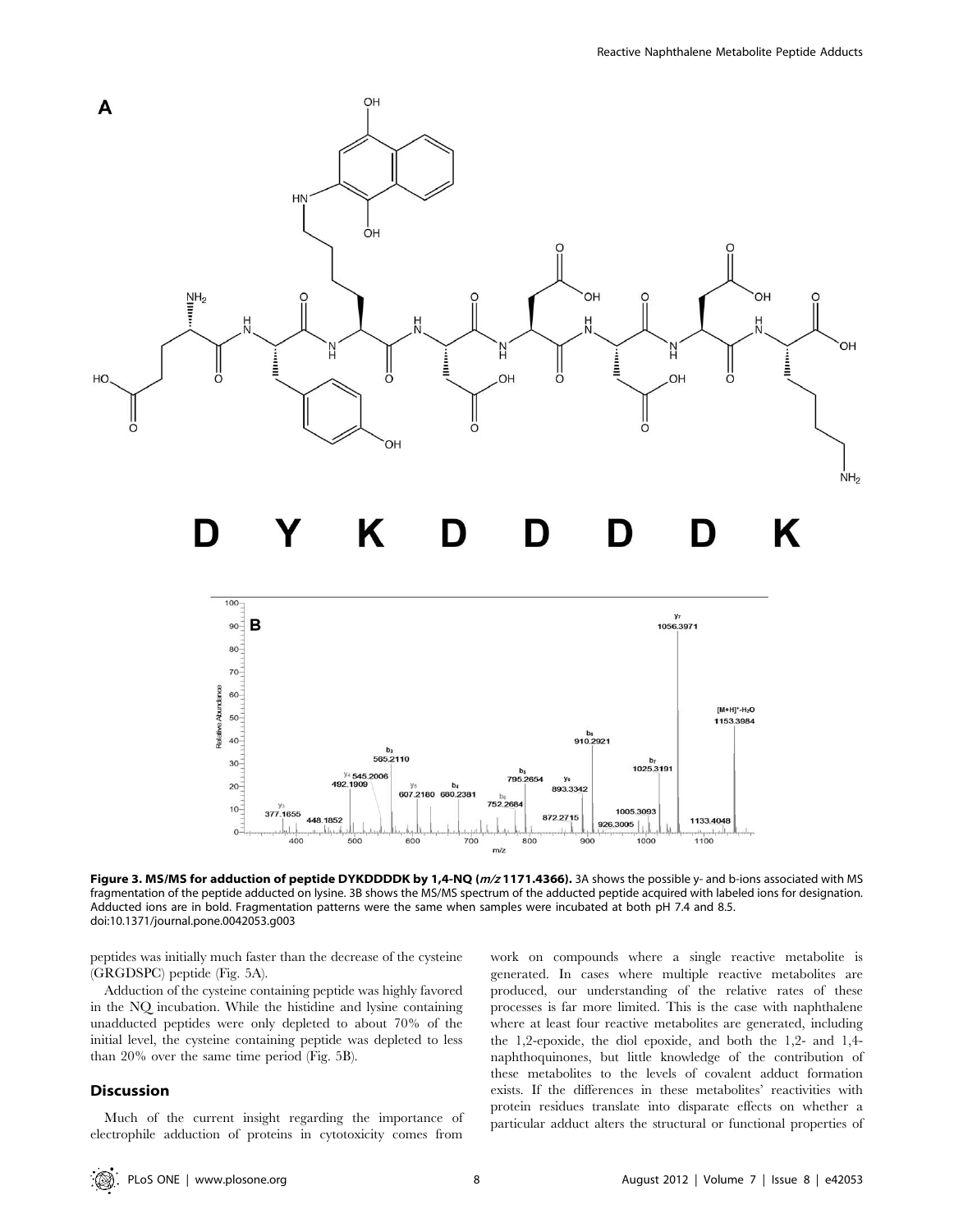**Figure 3. MS/MS for adduction of peptide DYKDDDDK by 1,4-NQ (*m/z* 1171.4366).** 3A shows the possible y- and b-ions associated with MS fragmentation of the peptide adducted on lysine. 3B shows the MS/MS spectrum of the adducted peptide acquired with labeled ions for designation. Adducted ions are in bold. Fragmentation patterns were the same when samples were incubated at both pH 7.4 and 8.5.
doi:10.1371/journal.pone.0042053.g003

peptides was initially much faster than the decrease of the cysteine (GRGDSPC) peptide (Fig. 5A).

Adduction of the cysteine containing peptide was highly favored in the NQ incubation. While the histidine and lysine containing unadducted peptides were only depleted to about 70% of the initial level, the cysteine containing peptide was depleted to less than 20% over the same time period (Fig. 5B).

## Discussion

Much of the current insight regarding the importance of electrophile adduction of proteins in cytotoxicity comes from work on compounds where a single reactive metabolite is generated. In cases where multiple reactive metabolites are produced, our understanding of the relative rates of these processes is far more limited. This is the case with naphthalene where at least four reactive metabolites are generated, including the 1,2-epoxide, the diol epoxide, and both the 1,2- and 1,4-naphthoquinones, but little knowledge of the contribution of these metabolites to the levels of covalent adduct formation exists. If the differences in these metabolites' reactivities with protein residues translate into disparate effects on whether a particular adduct alters the structural or functional properties of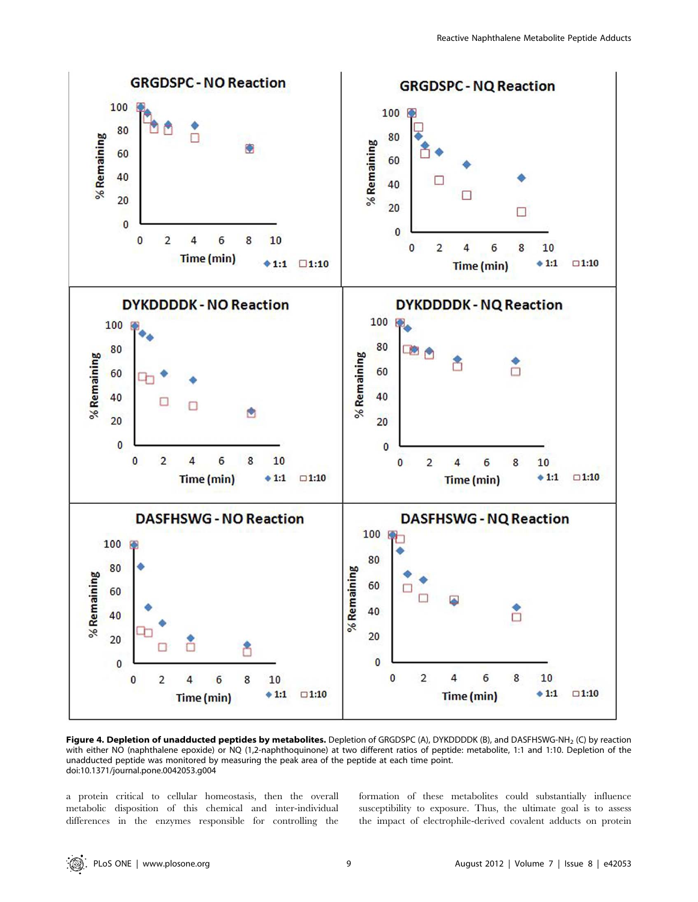**Figure 4. Depletion of unadducted peptides by metabolites.** Depletion of GRGDSPC (A), DYKDDDDK (B), and DASFHSWG-$NH_2$ (C) by reaction with either NO (naphthalene epoxide) or NQ (1,2-naphthoquinone) at two different ratios of peptide: metabolite, 1:1 and 1:10. Depletion of the unadducted peptide was monitored by measuring the peak area of the peptide at each time point.
doi:10.1371/journal.pone.0042053.g004

a protein critical to cellular homeostasis, then the overall metabolic disposition of this chemical and inter-individual differences in the enzymes responsible for controlling the formation of these metabolites could substantially influence susceptibility to exposure. Thus, the ultimate goal is to assess the impact of electrophile-derived covalent adducts on protein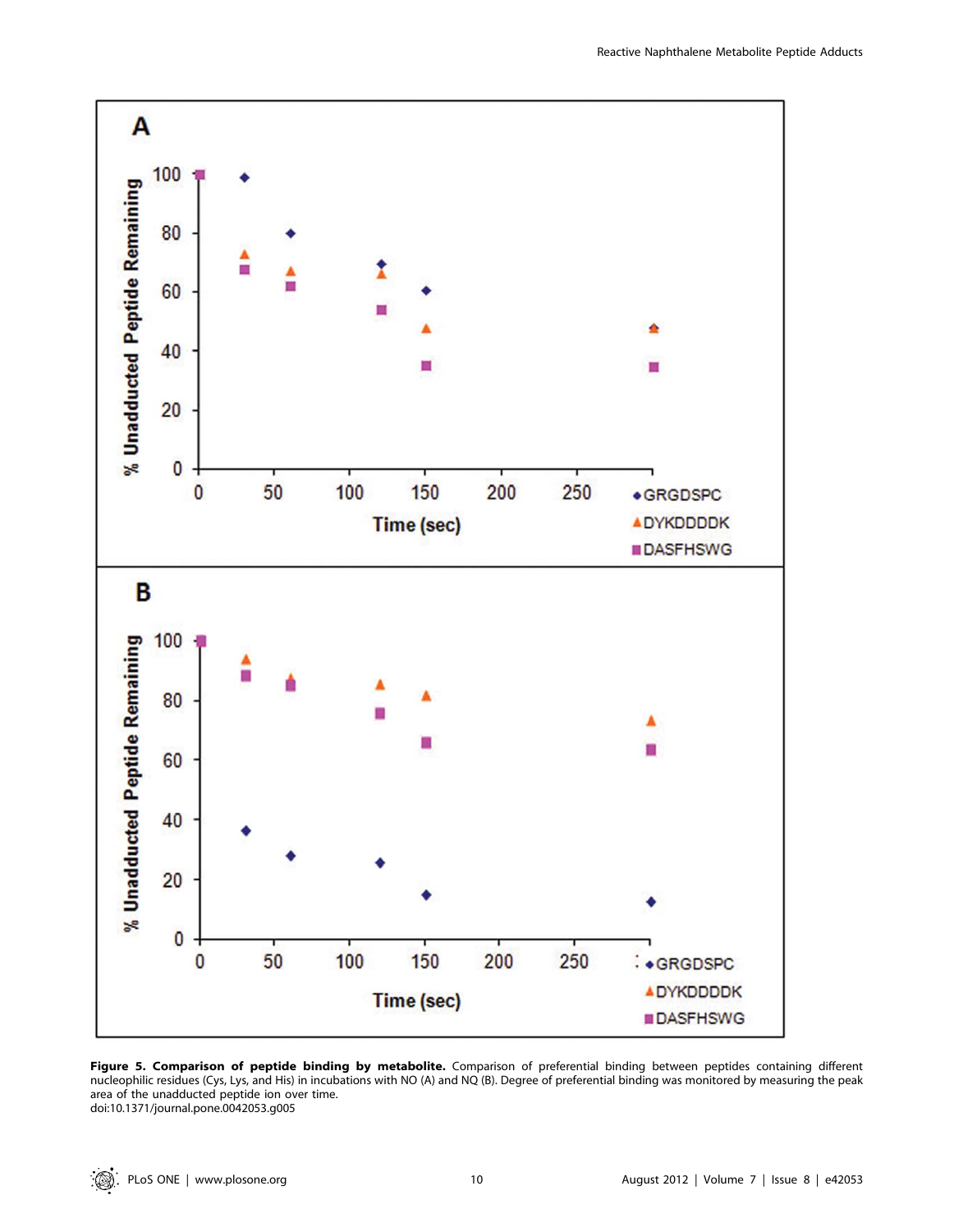**Figure 5. Comparison of peptide binding by metabolite.** Comparison of preferential binding between peptides containing different nucleophilic residues (Cys, Lys, and His) in incubations with NO (A) and NQ (B). Degree of preferential binding was monitored by measuring the peak area of the unadducted peptide ion over time.
doi:10.1371/journal.pone.0042053.g005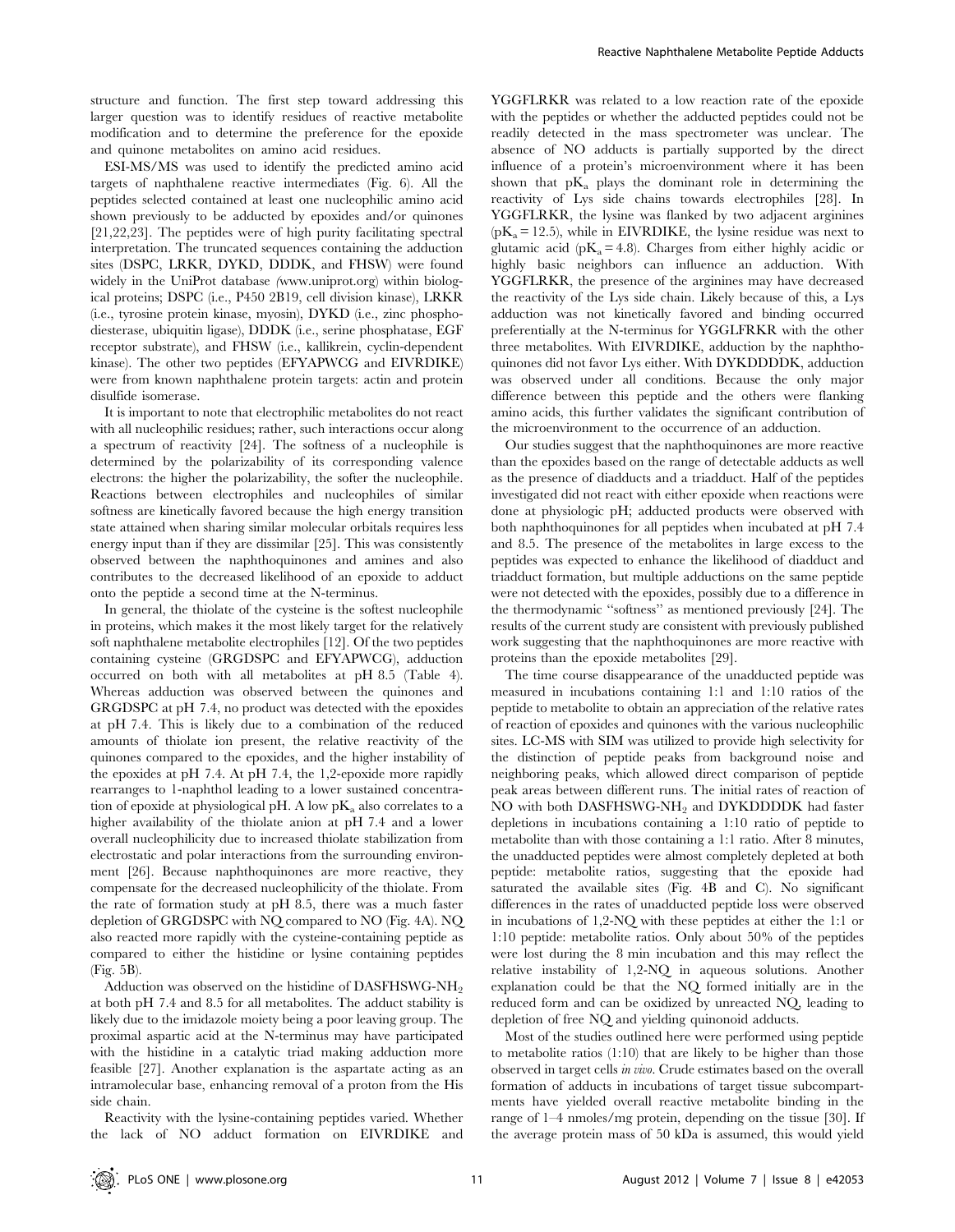structure and function. The first step toward addressing this larger question was to identify residues of reactive metabolite modification and to determine the preference for the epoxide and quinone metabolites on amino acid residues.

ESI-MS/MS was used to identify the predicted amino acid targets of naphthalene reactive intermediates (Fig. 6). All the peptides selected contained at least one nucleophilic amino acid shown previously to be adducted by epoxides and/or quinones [21,22,23]. The peptides were of high purity facilitating spectral interpretation. The truncated sequences containing the adduction sites (DSPC, LRKR, DYKD, DDDK, and FHSW) were found widely in the UniProt database (www.uniprot.org) within biological proteins; DSPC (i.e., P450 2B19, cell division kinase), LRKR (i.e., tyrosine protein kinase, myosin), DYKD (i.e., zinc phosphodiesterase, ubiquitin ligase), DDDK (i.e., serine phosphatase, EGF receptor substrate), and FHSW (i.e., kallikrein, cyclin-dependent kinase). The other two peptides (EFYAPWCG and EIVRDIKE) were from known naphthalene protein targets: actin and protein disulfide isomerase.

It is important to note that electrophilic metabolites do not react with all nucleophilic residues; rather, such interactions occur along a spectrum of reactivity [24]. The softness of a nucleophile is determined by the polarizability of its corresponding valence electrons: the higher the polarizability, the softer the nucleophile. Reactions between electrophiles and nucleophiles of similar softness are kinetically favored because the high energy transition state attained when sharing similar molecular orbitals requires less energy input than if they are dissimilar [25]. This was consistently observed between the naphthoquinones and amines and also contributes to the decreased likelihood of an epoxide to adduct onto the peptide a second time at the N-terminus.

In general, the thiolate of the cysteine is the softest nucleophile in proteins, which makes it the most likely target for the relatively soft naphthalene metabolite electrophiles [12]. Of the two peptides containing cysteine (GRGDSPC and EFYAPWCG), adduction occurred on both with all metabolites at pH 8.5 (Table 4). Whereas adduction was observed between the quinones and GRGDSPC at pH 7.4, no product was detected with the epoxides at pH 7.4. This is likely due to a combination of the reduced amounts of thiolate ion present, the relative reactivity of the quinones compared to the epoxides, and the higher instability of the epoxides at pH 7.4. At pH 7.4, the 1,2-epoxide more rapidly rearranges to 1-naphthol leading to a lower sustained concentration of epoxide at physiological pH. A low $pK_a$ also correlates to a higher availability of the thiolate anion at pH 7.4 and a lower overall nucleophilicity due to increased thiolate stabilization from electrostatic and polar interactions from the surrounding environment [26]. Because naphthoquinones are more reactive, they compensate for the decreased nucleophilicity of the thiolate. From the rate of formation study at pH 8.5, there was a much faster depletion of GRGDSPC with NQ compared to NO (Fig. 4A). NQ also reacted more rapidly with the cysteine-containing peptide as compared to either the histidine or lysine containing peptides (Fig. 5B).

Adduction was observed on the histidine of DASFHSWG-$NH_2$ at both pH 7.4 and 8.5 for all metabolites. The adduct stability is likely due to the imidazole moiety being a poor leaving group. The proximal aspartic acid at the N-terminus may have participated with the histidine in a catalytic triad making adduction more feasible [27]. Another explanation is the aspartate acting as an intramolecular base, enhancing removal of a proton from the His side chain.

Reactivity with the lysine-containing peptides varied. Whether the lack of NO adduct formation on EIVRDIKE and YGGFLRKR was related to a low reaction rate of the epoxide with the peptides or whether the adducted peptides could not be readily detected in the mass spectrometer was unclear. The absence of NO adducts is partially supported by the direct influence of a protein's microenvironment where it has been shown that $pK_a$ plays the dominant role in determining the reactivity of Lys side chains towards electrophiles [28]. In YGGFLRKR, the lysine was flanked by two adjacent arginines ($pK_a = 12.5$), while in EIVRDIKE, the lysine residue was next to glutamic acid ($pK_a = 4.8$). Charges from either highly acidic or highly basic neighbors can influence an adduction. With YGGFLRKR, the presence of the arginines may have decreased the reactivity of the Lys side chain. Likely because of this, a Lys adduction was not kinetically favored and binding occurred preferentially at the N-terminus for YGGLFRKR with the other three metabolites. With EIVRDIKE, adduction by the naphthoquinones did not favor Lys either. With DYKDDDDK, adduction was observed under all conditions. Because the only major difference between this peptide and the others were flanking amino acids, this further validates the significant contribution of the microenvironment to the occurrence of an adduction.

Our studies suggest that the naphthoquinones are more reactive than the epoxides based on the range of detectable adducts as well as the presence of diadducts and a triadduct. Half of the peptides investigated did not react with either epoxide when reactions were done at physiologic pH; adducted products were observed with both naphthoquinones for all peptides when incubated at pH 7.4 and 8.5. The presence of the metabolites in large excess to the peptides was expected to enhance the likelihood of diadduct and triadduct formation, but multiple adductions on the same peptide were not detected with the epoxides, possibly due to a difference in the thermodynamic "softness" as mentioned previously [24]. The results of the current study are consistent with previously published work suggesting that the naphthoquinones are more reactive with proteins than the epoxide metabolites [29].

The time course disappearance of the unadducted peptide was measured in incubations containing 1:1 and 1:10 ratios of the peptide to metabolite to obtain an appreciation of the relative rates of reaction of epoxides and quinones with the various nucleophilic sites. LC-MS with SIM was utilized to provide high selectivity for the distinction of peptide peaks from background noise and neighboring peaks, which allowed direct comparison of peptide peak areas between different runs. The initial rates of reaction of NO with both DASFHSWG-$NH_2$ and DYKDDDDK had faster depletions in incubations containing a 1:10 ratio of peptide to metabolite than with those containing a 1:1 ratio. After 8 minutes, the unadducted peptides were almost completely depleted at both peptide: metabolite ratios, suggesting that the epoxide had saturated the available sites (Fig. 4B and C). No significant differences in the rates of unadducted peptide loss were observed in incubations of 1,2-NQ with these peptides at either the 1:1 or 1:10 peptide: metabolite ratios. Only about 50% of the peptides were lost during the 8 min incubation and this may reflect the relative instability of 1,2-NQ in aqueous solutions. Another explanation could be that the NQ formed initially are in the reduced form and can be oxidized by unreacted NQ, leading to depletion of free NQ and yielding quinonoid adducts.

Most of the studies outlined here were performed using peptide to metabolite ratios (1:10) that are likely to be higher than those observed in target cells *in vivo*. Crude estimates based on the overall formation of adducts in incubations of target tissue subcompartments have yielded overall reactive metabolite binding in the range of 1–4 nmoles/mg protein, depending on the tissue [30]. If the average protein mass of 50 kDa is assumed, this would yield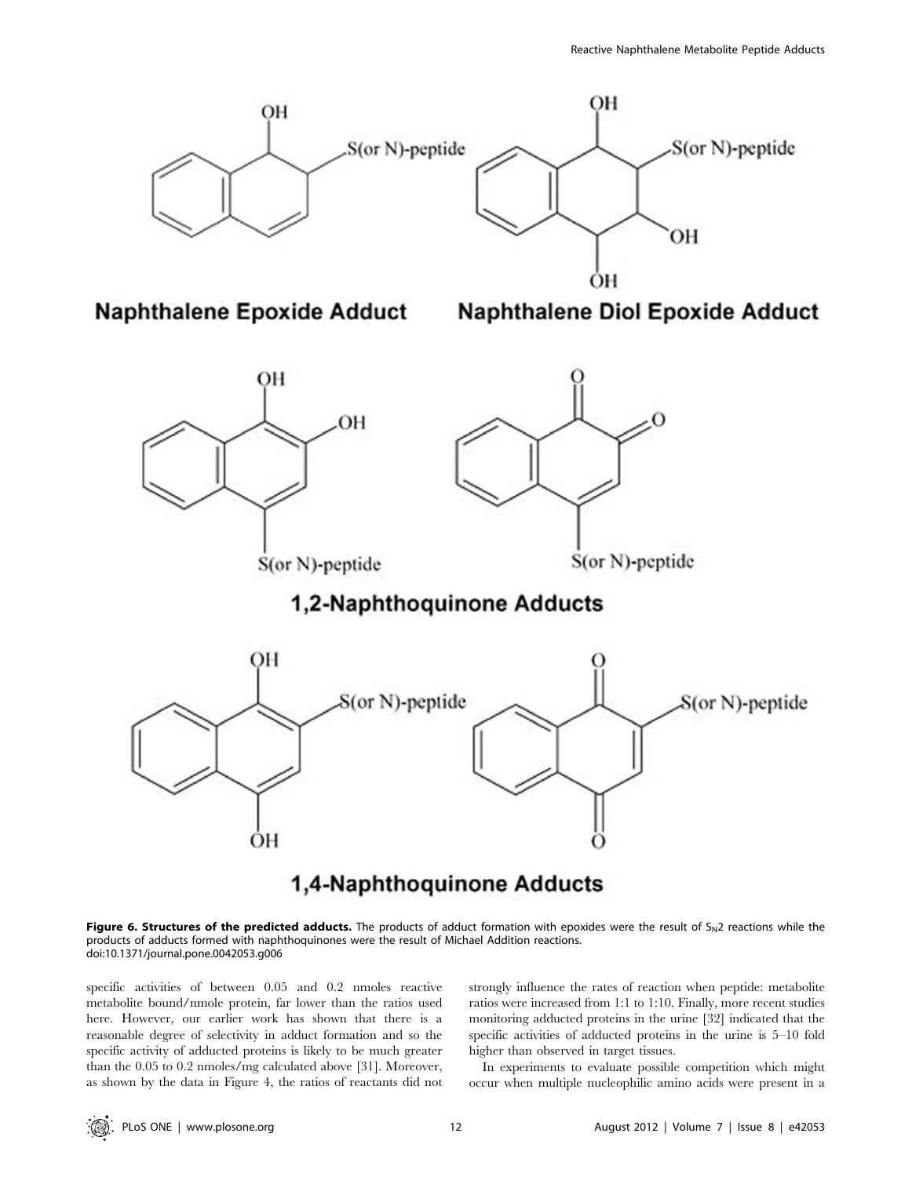**Figure 6. Structures of the predicted adducts.** The products of adduct formation with epoxides were the result of $S_N2$ reactions while the products of adducts formed with naphthoquinones were the result of Michael Addition reactions.
doi:10.1371/journal.pone.0042053.g006

specific activities of between 0.05 and 0.2 nmoles reactive metabolite bound/nmole protein, far lower than the ratios used here. However, our earlier work has shown that there is a reasonable degree of selectivity in adduct formation and so the specific activity of adducted proteins is likely to be much greater than the 0.05 to 0.2 nmoles/mg calculated above [31]. Moreover, as shown by the data in Figure 4, the ratios of reactants did not strongly influence the rates of reaction when peptide: metabolite ratios were increased from 1:1 to 1:10. Finally, more recent studies monitoring adducted proteins in the urine [32] indicated that the specific activities of adducted proteins in the urine is 5–10 fold higher than observed in target tissues.

In experiments to evaluate possible competition which might occur when multiple nucleophilic amino acids were present in a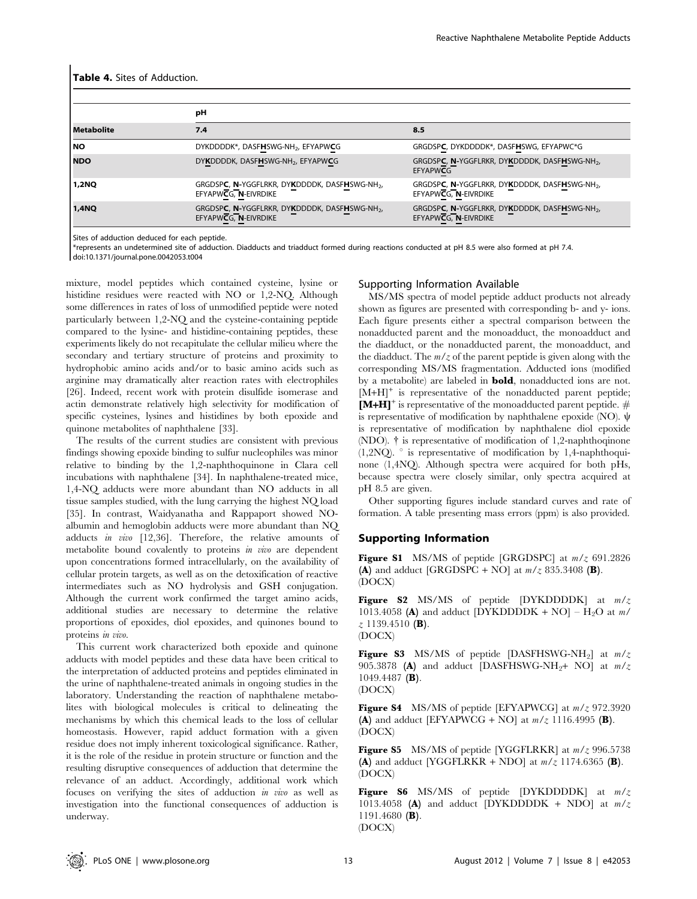**Table 4.** Sites of Adduction.

| | pH | |
|---|---|---|
| **Metabolite** | **7.4** | **8.5** |
| **NO** | DYKDDDDK*, DASF**H**SWG-NH$_2$, EFYAPW**C**G | GRGDSP**C**, DYKDDDDK*, DASF**H**SWG, EFYAPWC*G |
| **NDO** | DY**K**DDDDK, DASF**H**SWG-NH$_2$, EFYAPW**C**G | GRGDSP**C**, **N**-YGGFLRKR, DY**K**DDDDK, DASF**H**SWG-NH$_2$, EFYAPW**C**G |
| **1,2NQ** | GRGDSP**C**, **N**-YGGFLRKR, DY**K**DDDDK, DASF**H**SWG-NH$_2$, EFYAPW**C**G, **N**-EIVRDIKE | GRGDSP**C**, **N**-YGGFLRKR, DY**K**DDDDK, DASF**H**SWG-NH$_2$, EFYAPW**C**G, **N**-EIVRDIKE |
| **1,4NQ** | GRGDSP**C**, **N**-YGGFLRKR, DY**K**DDDDK, DASF**H**SWG-NH$_2$, EFYAPW**C**G, **N**-EIVRDIKE | GRGDSP**C**, **N**-YGGFLRKR, DY**K**DDDDK, DASF**H**SWG-NH$_2$, EFYAPW**C**G, **N**-EIVRDIKE |

Sites of adduction deduced for each peptide.
*represents an undetermined site of adduction. Diadducts and triadduct formed during reactions conducted at pH 8.5 were also formed at pH 7.4.
doi:10.1371/journal.pone.0042053.t004

mixture, model peptides which contained cysteine, lysine or histidine residues were reacted with NO or 1,2-NQ. Although some differences in rates of loss of unmodified peptide were noted particularly between 1,2-NQ and the cysteine-containing peptide compared to the lysine- and histidine-containing peptides, these experiments likely do not recapitulate the cellular milieu where the secondary and tertiary structure of proteins and proximity to hydrophobic amino acids and/or to basic amino acids such as arginine may dramatically alter reaction rates with electrophiles [26]. Indeed, recent work with protein disulfide isomerase and actin demonstrate relatively high selectivity for modification of specific cysteines, lysines and histidines by both epoxide and quinone metabolites of naphthalene [33].

The results of the current studies are consistent with previous findings showing epoxide binding to sulfur nucleophiles was minor relative to binding by the 1,2-naphthoquinone in Clara cell incubations with naphthalene [34]. In naphthalene-treated mice, 1,4-NQ adducts were more abundant than NO adducts in all tissue samples studied, with the lung carrying the highest NQ load [35]. In contrast, Waidyanatha and Rappaport showed NO-albumin and hemoglobin adducts were more abundant than NQ adducts *in vivo* [12,36]. Therefore, the relative amounts of metabolite bound covalently to proteins *in vivo* are dependent upon concentrations formed intracellularly, on the availability of cellular protein targets, as well as on the detoxification of reactive intermediates such as NO hydrolysis and GSH conjugation. Although the current work confirmed the target amino acids, additional studies are necessary to determine the relative proportions of epoxides, diol epoxides, and quinones bound to proteins *in vivo*.

This current work characterized both epoxide and quinone adducts with model peptides and these data have been critical to the interpretation of adducted proteins and peptides eliminated in the urine of naphthalene-treated animals in ongoing studies in the laboratory. Understanding the reaction of naphthalene metabolites with biological molecules is critical to delineating the mechanisms by which this chemical leads to the loss of cellular homeostasis. However, rapid adduct formation with a given residue does not imply inherent toxicological significance. Rather, it is the role of the residue in protein structure or function and the resulting disruptive consequences of adduction that determine the relevance of an adduct. Accordingly, additional work which focuses on verifying the sites of adduction *in vivo* as well as investigation into the functional consequences of adduction is underway.

### Supporting Information Available

MS/MS spectra of model peptide adduct products not already shown as figures are presented with corresponding b- and y- ions. Each figure presents either a spectral comparison between the nonadducted parent and the monoadduct, the monoadduct and the diadduct, or the nonadducted parent, the monoadduct, and the diadduct. The $m/z$ of the parent peptide is given along with the corresponding MS/MS fragmentation. Adducted ions (modified by a metabolite) are labeled in **bold**, nonadducted ions are not. $[M+H]^+$ is representative of the nonadducted parent peptide; $\mathbf{[M+H]^+}$ is representative of the monoadducted parent peptide. # is representative of modification by naphthalene epoxide (NO). ψ is representative of modification by naphthalene diol epoxide (NDO). † is representative of modification of 1,2-naphthoqinone (1,2NQ). ° is representative of modification by 1,4-naphthoquinone (1,4NQ). Although spectra were acquired for both pHs, because spectra were closely similar, only spectra acquired at pH 8.5 are given.

Other supporting figures include standard curves and rate of formation. A table presenting mass errors (ppm) is also provided.

## Supporting Information

**Figure S1** MS/MS of peptide [GRGDSPC] at $m/z$ 691.2826 **(A)** and adduct [GRGDSPC + NO] at $m/z$ 835.3408 **(B)**.
(DOCX)

**Figure S2** MS/MS of peptide [DYKDDDDK] at $m/z$ 1013.4058 **(A)** and adduct [DYKDDDDK + NO] – $H_2O$ at $m/z$ 1139.4510 **(B)**.
(DOCX)

**Figure S3** MS/MS of peptide [DASFHSWG-$NH_2$] at $m/z$ 905.3878 **(A)** and adduct [DASFHSWG-$NH_2$+ NO] at $m/z$ 1049.4487 **(B)**.
(DOCX)

**Figure S4** MS/MS of peptide [EFYAPWCG] at $m/z$ 972.3920 **(A)** and adduct [EFYAPWCG + NO] at $m/z$ 1116.4995 **(B)**.
(DOCX)

**Figure S5** MS/MS of peptide [YGGFLRKR] at $m/z$ 996.5738 **(A)** and adduct [YGGFLRKR + NDO] at $m/z$ 1174.6365 **(B)**.
(DOCX)

**Figure S6** MS/MS of peptide [DYKDDDDK] at $m/z$ 1013.4058 **(A)** and adduct [DYKDDDDK + NDO] at $m/z$ 1191.4680 **(B)**.
(DOCX)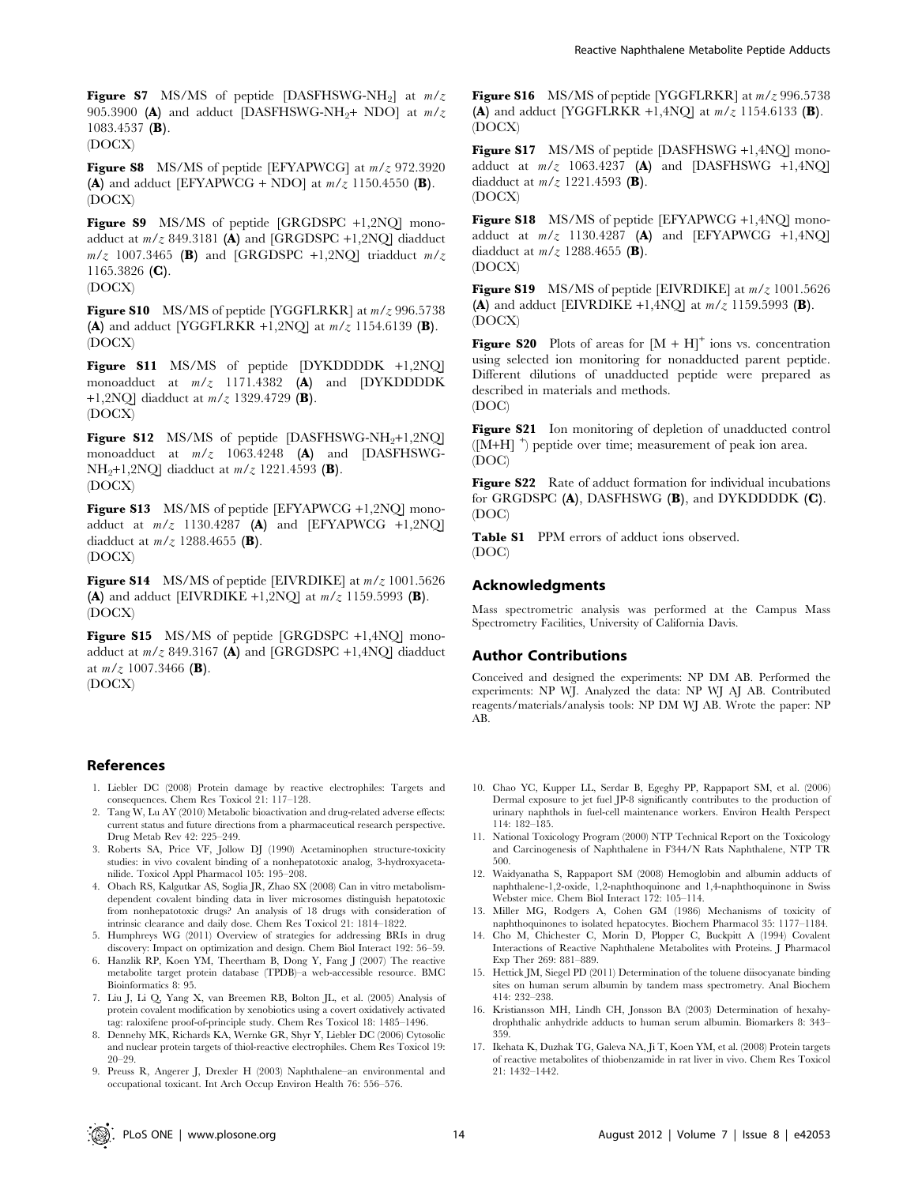**Figure S7** MS/MS of peptide [DASFHSWG-$NH_2$] at *m/z* 905.3900 (**A**) and adduct [DASFHSWG-$NH_2$+ NDO] at *m/z* 1083.4537 (**B**).
(DOCX)

**Figure S8** MS/MS of peptide [EFYAPWCG] at *m/z* 972.3920 (**A**) and adduct [EFYAPWCG + NDO] at *m/z* 1150.4550 (**B**).
(DOCX)

**Figure S9** MS/MS of peptide [GRGDSPC +1,2NQ] monoadduct at *m/z* 849.3181 (**A**) and [GRGDSPC +1,2NQ] diadduct *m/z* 1007.3465 (**B**) and [GRGDSPC +1,2NQ] triadduct *m/z* 1165.3826 (**C**).
(DOCX)

**Figure S10** MS/MS of peptide [YGGFLRKR] at *m/z* 996.5738 (**A**) and adduct [YGGFLRKR +1,2NQ] at *m/z* 1154.6139 (**B**).
(DOCX)

**Figure S11** MS/MS of peptide [DYKDDDDK +1,2NQ] monoadduct at *m/z* 1171.4382 (**A**) and [DYKDDDDK +1,2NQ] diadduct at *m/z* 1329.4729 (**B**).
(DOCX)

**Figure S12** MS/MS of peptide [DASFHSWG-$NH_2$+1,2NQ] monoadduct at *m/z* 1063.4248 (**A**) and [DASFHSWG-$NH_2$+1,2NQ] diadduct at *m/z* 1221.4593 (**B**).
(DOCX)

**Figure S13** MS/MS of peptide [EFYAPWCG +1,2NQ] monoadduct at *m/z* 1130.4287 (**A**) and [EFYAPWCG +1,2NQ] diadduct at *m/z* 1288.4655 (**B**).
(DOCX)

**Figure S14** MS/MS of peptide [EIVRDIKE] at *m/z* 1001.5626 (**A**) and adduct [EIVRDIKE +1,2NQ] at *m/z* 1159.5993 (**B**).
(DOCX)

**Figure S15** MS/MS of peptide [GRGDSPC +1,4NQ] monoadduct at *m/z* 849.3167 (**A**) and [GRGDSPC +1,4NQ] diadduct at *m/z* 1007.3466 (**B**).
(DOCX)

**Figure S16** MS/MS of peptide [YGGFLRKR] at *m/z* 996.5738 (**A**) and adduct [YGGFLRKR +1,4NQ] at *m/z* 1154.6133 (**B**).
(DOCX)

**Figure S17** MS/MS of peptide [DASFHSWG +1,4NQ] monoadduct at *m/z* 1063.4237 (**A**) and [DASFHSWG +1,4NQ] diadduct at *m/z* 1221.4593 (**B**).
(DOCX)

**Figure S18** MS/MS of peptide [EFYAPWCG +1,4NQ] monoadduct at *m/z* 1130.4287 (**A**) and [EFYAPWCG +1,4NQ] diadduct at *m/z* 1288.4655 (**B**).
(DOCX)

**Figure S19** MS/MS of peptide [EIVRDIKE] at *m/z* 1001.5626 (**A**) and adduct [EIVRDIKE +1,4NQ] at *m/z* 1159.5993 (**B**).
(DOCX)

**Figure S20** Plots of areas for $[M + H]^+$ ions vs. concentration using selected ion monitoring for nonadducted parent peptide. Different dilutions of unadducted peptide were prepared as described in materials and methods.
(DOC)

**Figure S21** Ion monitoring of depletion of unadducted control ($[M+H]^+$) peptide over time; measurement of peak ion area.
(DOC)

**Figure S22** Rate of adduct formation for individual incubations for GRGDSPC (**A**), DASFHSWG (**B**), and DYKDDDDK (**C**).
(DOC)

**Table S1** PPM errors of adduct ions observed.
(DOC)

## Acknowledgments

Mass spectrometric analysis was performed at the Campus Mass Spectrometry Facilities, University of California Davis.

## Author Contributions

Conceived and designed the experiments: NP DM AB. Performed the experiments: NP WJ. Analyzed the data: NP WJ AJ AB. Contributed reagents/materials/analysis tools: NP DM WJ AB. Wrote the paper: NP AB.

## References

1. Liebler DC (2008) Protein damage by reactive electrophiles: Targets and consequences. Chem Res Toxicol 21: 117–128.
2. Tang W, Lu AY (2010) Metabolic bioactivation and drug-related adverse effects: current status and future directions from a pharmaceutical research perspective. Drug Metab Rev 42: 225–249.
3. Roberts SA, Price VF, Jollow DJ (1990) Acetaminophen structure-toxicity studies: in vivo covalent binding of a nonhepatotoxic analog, 3-hydroxyacetanilide. Toxicol Appl Pharmacol 105: 195–208.
4. Obach RS, Kalgutkar AS, Soglia JR, Zhao SX (2008) Can in vitro metabolism-dependent covalent binding data in liver microsomes distinguish hepatotoxic from nonhepatotoxic drugs? An analysis of 18 drugs with consideration of intrinsic clearance and daily dose. Chem Res Toxicol 21: 1814–1822.
5. Humphreys WG (2011) Overview of strategies for addressing BRIs in drug discovery: Impact on optimization and design. Chem Biol Interact 192: 56–59.
6. Hanzlik RP, Koen YM, Theertham B, Dong Y, Fang J (2007) The reactive metabolite target protein database (TPDB)–a web-accessible resource. BMC Bioinformatics 8: 95.
7. Liu J, Li Q, Yang X, van Breemen RB, Bolton JL, et al. (2005) Analysis of protein covalent modification by xenobiotics using a covert oxidatively activated tag: raloxifene proof-of-principle study. Chem Res Toxicol 18: 1485–1496.
8. Dennehy MK, Richards KA, Wernke GR, Shyr Y, Liebler DC (2006) Cytosolic and nuclear protein targets of thiol-reactive electrophiles. Chem Res Toxicol 19: 20–29.
9. Preuss R, Angerer J, Drexler H (2003) Naphthalene–an environmental and occupational toxicant. Int Arch Occup Environ Health 76: 556–576.
10. Chao YC, Kupper LL, Serdar B, Egeghy PP, Rappaport SM, et al. (2006) Dermal exposure to jet fuel JP-8 significantly contributes to the production of urinary naphthols in fuel-cell maintenance workers. Environ Health Perspect 114: 182–185.
11. National Toxicology Program (2000) NTP Technical Report on the Toxicology and Carcinogenesis of Naphthalene in F344/N Rats Naphthalene, NTP TR 500.
12. Waidyanatha S, Rappaport SM (2008) Hemoglobin and albumin adducts of naphthalene-1,2-oxide, 1,2-naphthoquinone and 1,4-naphthoquinone in Swiss Webster mice. Chem Biol Interact 172: 105–114.
13. Miller MG, Rodgers A, Cohen GM (1986) Mechanisms of toxicity of naphthoquinones to isolated hepatocytes. Biochem Pharmacol 35: 1177–1184.
14. Cho M, Chichester C, Morin D, Plopper C, Buckpitt A (1994) Covalent Interactions of Reactive Naphthalene Metabolites with Proteins. J Pharmacol Exp Ther 269: 881–889.
15. Hettick JM, Siegel PD (2011) Determination of the toluene diisocyanate binding sites on human serum albumin by tandem mass spectrometry. Anal Biochem 414: 232–238.
16. Kristiansson MH, Lindh CH, Jonsson BA (2003) Determination of hexahydrophthalic anhydride adducts to human serum albumin. Biomarkers 8: 343–359.
17. Ikehata K, Duzhak TG, Galeva NA, Ji T, Koen YM, et al. (2008) Protein targets of reactive metabolites of thiobenzamide in rat liver in vivo. Chem Res Toxicol 21: 1432–1442.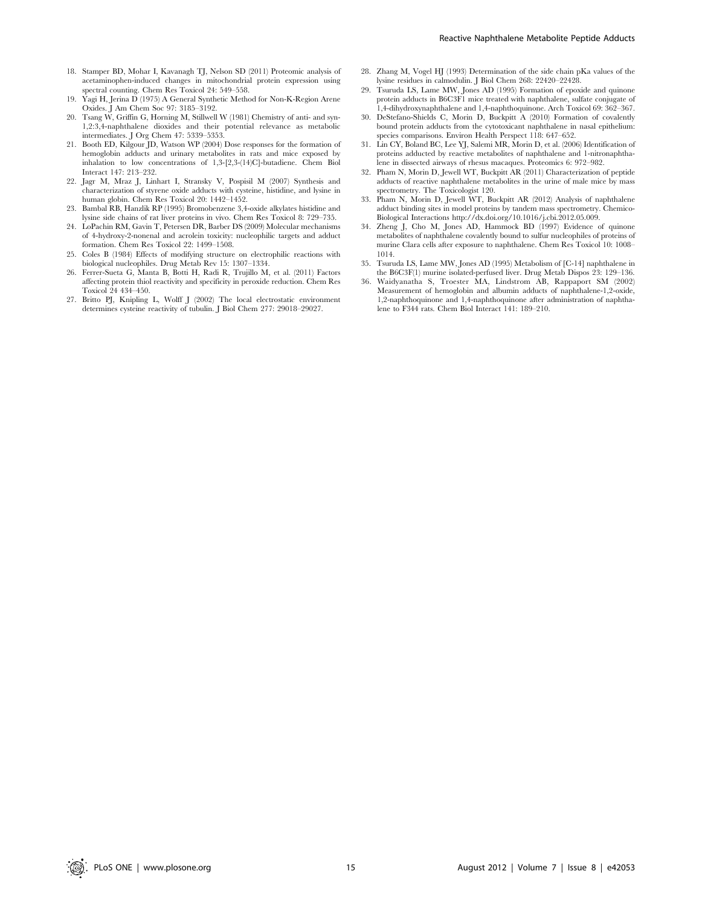18. Stamper BD, Mohar I, Kavanagh TJ, Nelson SD (2011) Proteomic analysis of acetaminophen-induced changes in mitochondrial protein expression using spectral counting. Chem Res Toxicol 24: 549–558.
19. Yagi H, Jerina D (1975) A General Synthetic Method for Non-K-Region Arene Oxides. J Am Chem Soc 97: 3185–3192.
20. Tsang W, Griffin G, Horning M, Stillwell W (1981) Chemistry of anti- and syn-1,2:3,4-naphthalene dioxides and their potential relevance as metabolic intermediates. J Org Chem 47: 5339–5353.
21. Booth ED, Kilgour JD, Watson WP (2004) Dose responses for the formation of hemoglobin adducts and urinary metabolites in rats and mice exposed by inhalation to low concentrations of 1,3-[2,3-(14)C]-butadiene. Chem Biol Interact 147: 213–232.
22. Jagr M, Mraz J, Linhart I, Stransky V, Pospisil M (2007) Synthesis and characterization of styrene oxide adducts with cysteine, histidine, and lysine in human globin. Chem Res Toxicol 20: 1442–1452.
23. Bambal RB, Hanzlik RP (1995) Bromobenzene 3,4-oxide alkylates histidine and lysine side chains of rat liver proteins in vivo. Chem Res Toxicol 8: 729–735.
24. LoPachin RM, Gavin T, Petersen DR, Barber DS (2009) Molecular mechanisms of 4-hydroxy-2-nonenal and acrolein toxicity: nucleophilic targets and adduct formation. Chem Res Toxicol 22: 1499–1508.
25. Coles B (1984) Effects of modifying structure on electrophilic reactions with biological nucleophiles. Drug Metab Rev 15: 1307–1334.
26. Ferrer-Sueta G, Manta B, Botti H, Radi R, Trujillo M, et al. (2011) Factors affecting protein thiol reactivity and specificity in peroxide reduction. Chem Res Toxicol 24 434–450.
27. Britto PJ, Knipling L, Wolff J (2002) The local electrostatic environment determines cysteine reactivity of tubulin. J Biol Chem 277: 29018–29027.
28. Zhang M, Vogel HJ (1993) Determination of the side chain pKa values of the lysine residues in calmodulin. J Biol Chem 268: 22420–22428.
29. Tsuruda LS, Lame MW, Jones AD (1995) Formation of epoxide and quinone protein adducts in B6C3F1 mice treated with naphthalene, sulfate conjugate of 1,4-dihydroxynaphthalene and 1,4-naphthoquinone. Arch Toxicol 69: 362–367.
30. DeStefano-Shields C, Morin D, Buckpitt A (2010) Formation of covalently bound protein adducts from the cytotoxicant naphthalene in nasal epithelium: species comparisons. Environ Health Perspect 118: 647–652.
31. Lin CY, Boland BC, Lee YJ, Salemi MR, Morin D, et al. (2006) Identification of proteins adducted by reactive metabolites of naphthalene and 1-nitronaphthalene in dissected airways of rhesus macaques. Proteomics 6: 972–982.
32. Pham N, Morin D, Jewell WT, Buckpitt AR (2011) Characterization of peptide adducts of reactive naphthalene metabolites in the urine of male mice by mass spectrometry. The Toxicologist 120.
33. Pham N, Morin D, Jewell WT, Buckpitt AR (2012) Analysis of naphthalene adduct binding sites in model proteins by tandem mass spectrometry. Chemico-Biological Interactions http://dx.doi.org/10.1016/j.cbi.2012.05.009.
34. Zheng J, Cho M, Jones AD, Hammock BD (1997) Evidence of quinone metabolites of naphthalene covalently bound to sulfur nucleophiles of proteins of murine Clara cells after exposure to naphthalene. Chem Res Toxicol 10: 1008–1014.
35. Tsuruda LS, Lame MW, Jones AD (1995) Metabolism of [C-14] naphthalene in the B6C3F(1) murine isolated-perfused liver. Drug Metab Dispos 23: 129–136.
36. Waidyanatha S, Troester MA, Lindstrom AB, Rappaport SM (2002) Measurement of hemoglobin and albumin adducts of naphthalene-1,2-oxide, 1,2-naphthoquinone and 1,4-naphthoquinone after administration of naphthalene to F344 rats. Chem Biol Interact 141: 189–210.